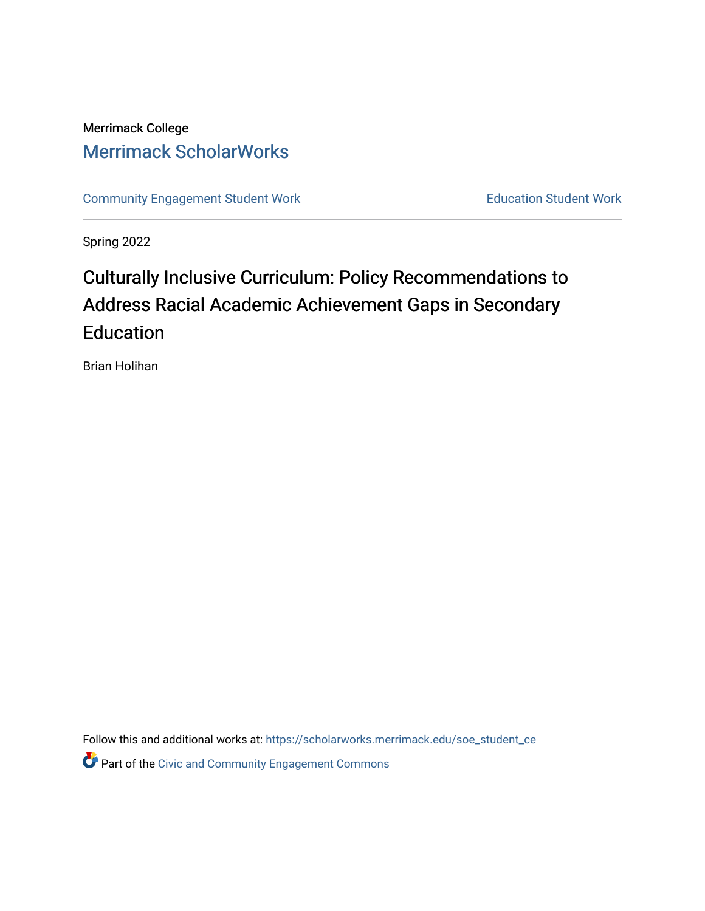Merrimack College

Merrimack ScholarWorks

Community Engagement Student Work | Education Student Work

Spring 2022

# Culturally Inclusive Curriculum: Policy Recommendations to Address Racial Academic Achievement Gaps in Secondary Education

Brian Holihan

Follow this and additional works at: https://scholarworks.merrimack.edu/soe_student_ce

Part of the Civic and Community Engagement Commons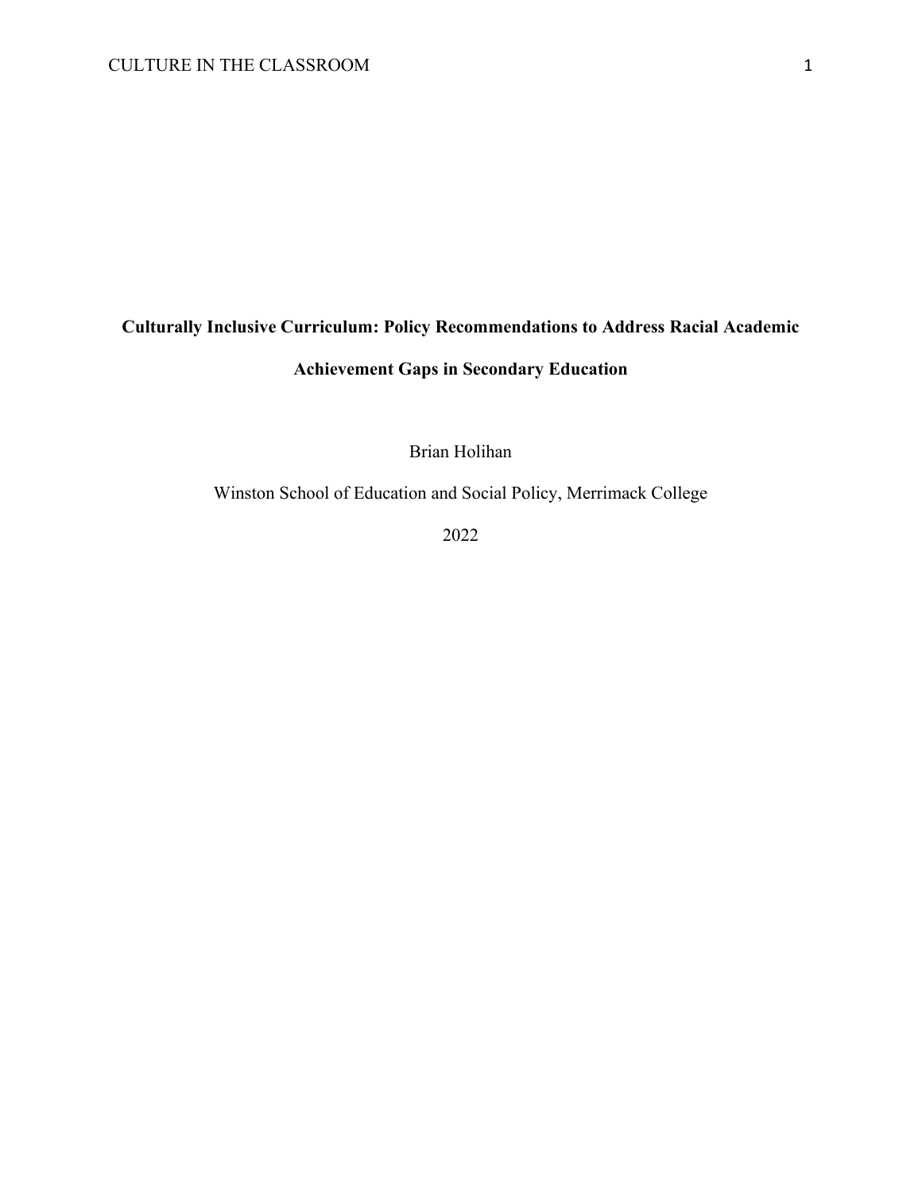# Culturally Inclusive Curriculum: Policy Recommendations to Address Racial Academic Achievement Gaps in Secondary Education

Brian Holihan

Winston School of Education and Social Policy, Merrimack College

2022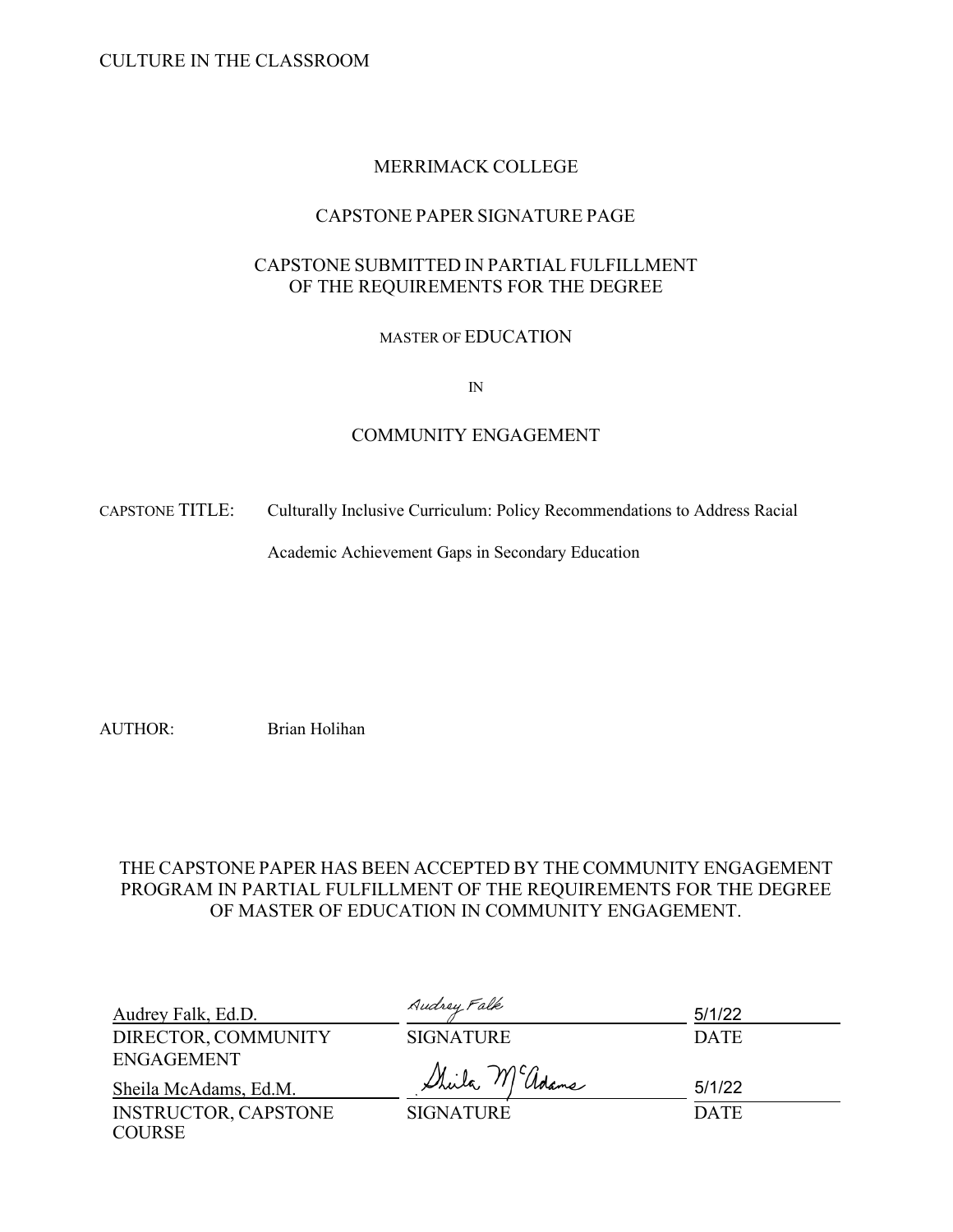MERRIMACK COLLEGE

CAPSTONE PAPER SIGNATURE PAGE

CAPSTONE SUBMITTED IN PARTIAL FULFILLMENT
OF THE REQUIREMENTS FOR THE DEGREE

MASTER OF EDUCATION

IN

COMMUNITY ENGAGEMENT

CAPSTONE TITLE: Culturally Inclusive Curriculum: Policy Recommendations to Address Racial Academic Achievement Gaps in Secondary Education

AUTHOR: Brian Holihan

THE CAPSTONE PAPER HAS BEEN ACCEPTED BY THE COMMUNITY ENGAGEMENT PROGRAM IN PARTIAL FULFILLMENT OF THE REQUIREMENTS FOR THE DEGREE OF MASTER OF EDUCATION IN COMMUNITY ENGAGEMENT.

| | | |
|---|---|---|
| Audrey Falk, Ed.D. | Audrey Falk | 5/1/22 |
| DIRECTOR, COMMUNITY ENGAGEMENT | SIGNATURE | DATE |
| Sheila McAdams, Ed.M. | Sheila McAdams | 5/1/22 |
| INSTRUCTOR, CAPSTONE COURSE | SIGNATURE | DATE |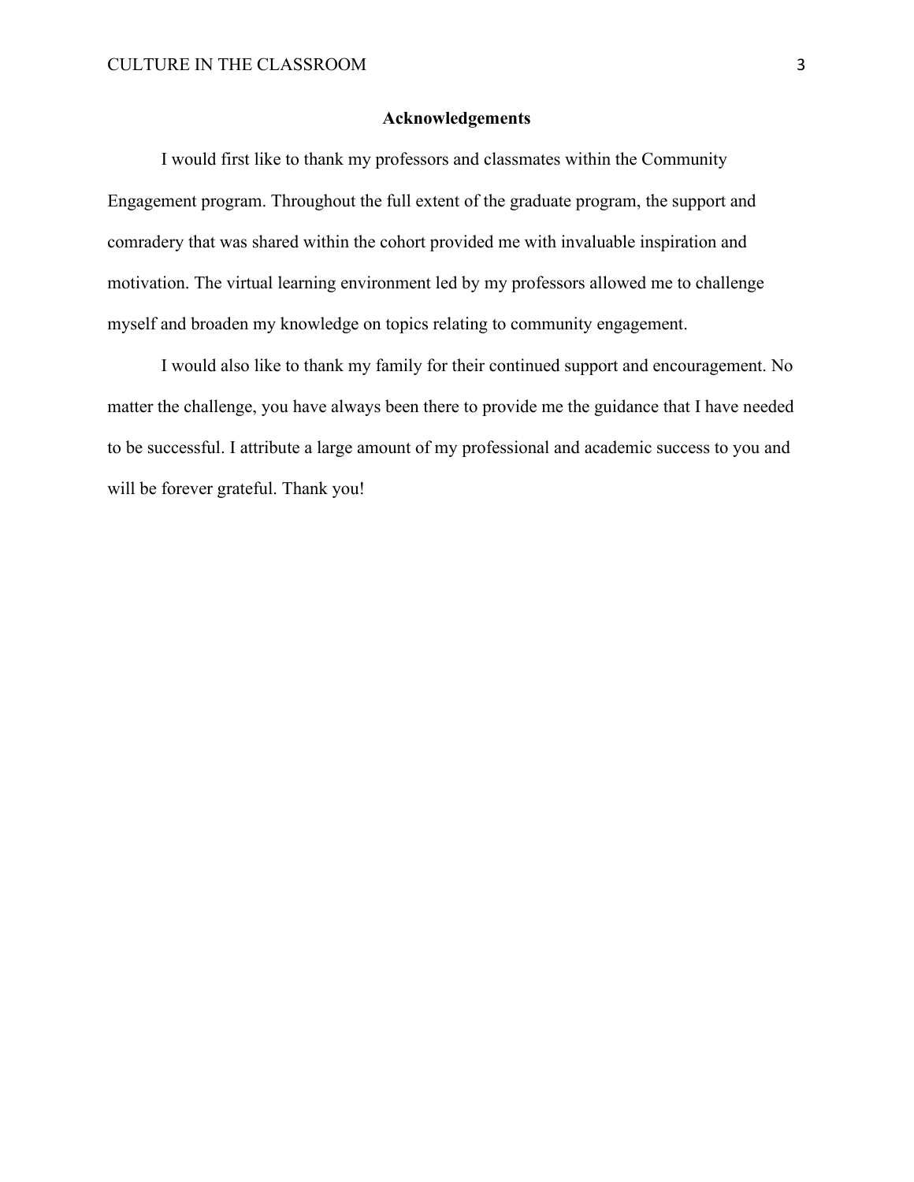## Acknowledgements

I would first like to thank my professors and classmates within the Community Engagement program. Throughout the full extent of the graduate program, the support and comradery that was shared within the cohort provided me with invaluable inspiration and motivation. The virtual learning environment led by my professors allowed me to challenge myself and broaden my knowledge on topics relating to community engagement.

I would also like to thank my family for their continued support and encouragement. No matter the challenge, you have always been there to provide me the guidance that I have needed to be successful. I attribute a large amount of my professional and academic success to you and will be forever grateful. Thank you!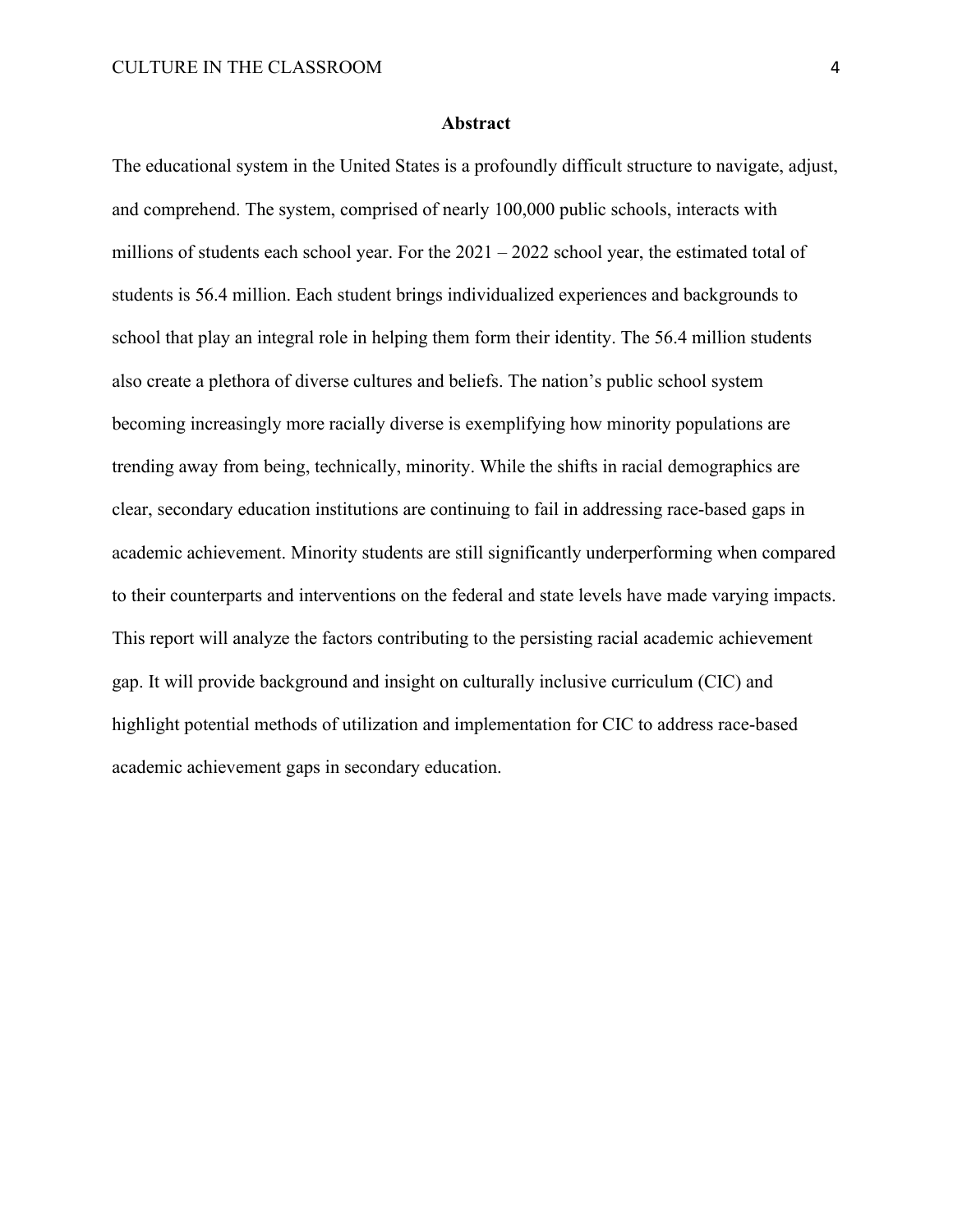## Abstract

The educational system in the United States is a profoundly difficult structure to navigate, adjust, and comprehend. The system, comprised of nearly 100,000 public schools, interacts with millions of students each school year. For the 2021 – 2022 school year, the estimated total of students is 56.4 million. Each student brings individualized experiences and backgrounds to school that play an integral role in helping them form their identity. The 56.4 million students also create a plethora of diverse cultures and beliefs. The nation's public school system becoming increasingly more racially diverse is exemplifying how minority populations are trending away from being, technically, minority. While the shifts in racial demographics are clear, secondary education institutions are continuing to fail in addressing race-based gaps in academic achievement. Minority students are still significantly underperforming when compared to their counterparts and interventions on the federal and state levels have made varying impacts. This report will analyze the factors contributing to the persisting racial academic achievement gap. It will provide background and insight on culturally inclusive curriculum (CIC) and highlight potential methods of utilization and implementation for CIC to address race-based academic achievement gaps in secondary education.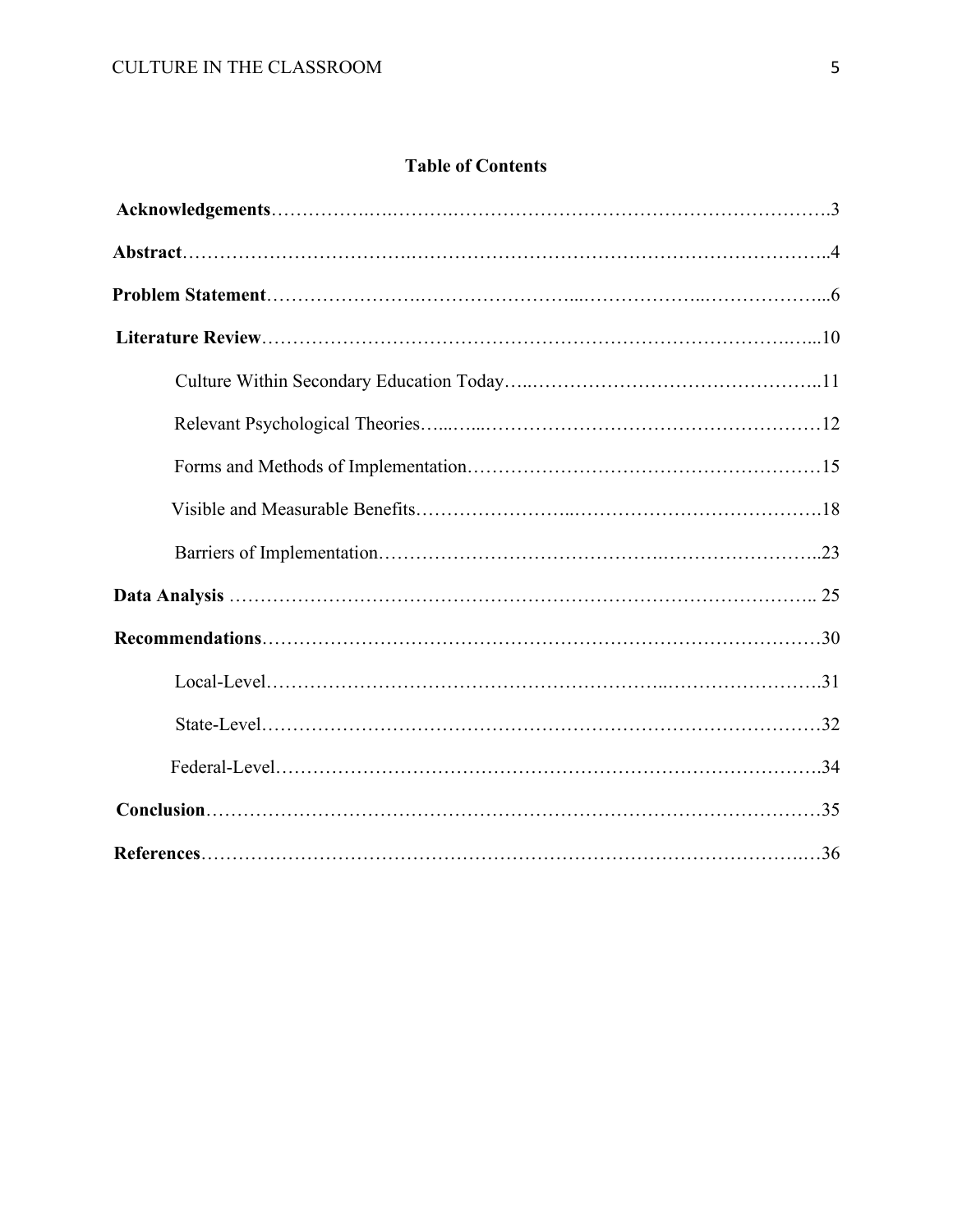**Table of Contents**

**Acknowledgements**……………………………………………………………………………….3

**Abstract**…………………………………………………………………………………………..4

**Problem Statement**……………………………………………………………………………...6

**Literature Review**………………………………………………………………………………...10

Culture Within Secondary Education Today……………………………………………..11

Relevant Psychological Theories…………………………………………………………12

Forms and Methods of Implementation…………………………………………………15

Visible and Measurable Benefits…………………………………………………………18

Barriers of Implementation………………………………………………………………..23

**Data Analysis** ……………………………………………………………………………….. 25

**Recommendations**……………………………………………………………………………30

Local-Level…………………………………………………………………………………31

State-Level…………………………………………………………………………………32

Federal-Level………………………………………………………………………………34

**Conclusion**……………………………………………………………………………………35

**References**……………………………………………………………………………………36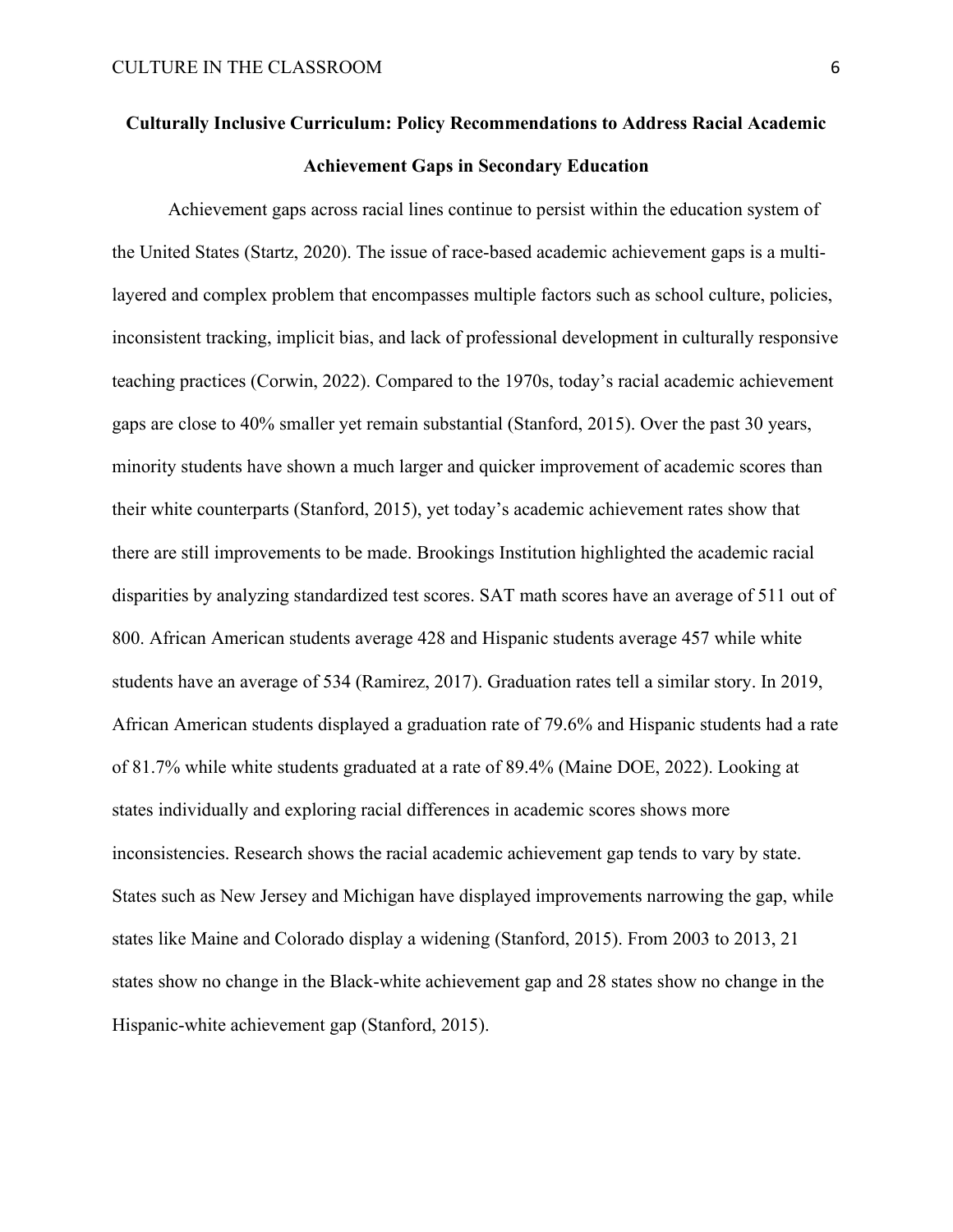# Culturally Inclusive Curriculum: Policy Recommendations to Address Racial Academic Achievement Gaps in Secondary Education

Achievement gaps across racial lines continue to persist within the education system of the United States (Startz, 2020). The issue of race-based academic achievement gaps is a multi-layered and complex problem that encompasses multiple factors such as school culture, policies, inconsistent tracking, implicit bias, and lack of professional development in culturally responsive teaching practices (Corwin, 2022). Compared to the 1970s, today's racial academic achievement gaps are close to 40% smaller yet remain substantial (Stanford, 2015). Over the past 30 years, minority students have shown a much larger and quicker improvement of academic scores than their white counterparts (Stanford, 2015), yet today's academic achievement rates show that there are still improvements to be made. Brookings Institution highlighted the academic racial disparities by analyzing standardized test scores. SAT math scores have an average of 511 out of 800. African American students average 428 and Hispanic students average 457 while white students have an average of 534 (Ramirez, 2017). Graduation rates tell a similar story. In 2019, African American students displayed a graduation rate of 79.6% and Hispanic students had a rate of 81.7% while white students graduated at a rate of 89.4% (Maine DOE, 2022). Looking at states individually and exploring racial differences in academic scores shows more inconsistencies. Research shows the racial academic achievement gap tends to vary by state. States such as New Jersey and Michigan have displayed improvements narrowing the gap, while states like Maine and Colorado display a widening (Stanford, 2015). From 2003 to 2013, 21 states show no change in the Black-white achievement gap and 28 states show no change in the Hispanic-white achievement gap (Stanford, 2015).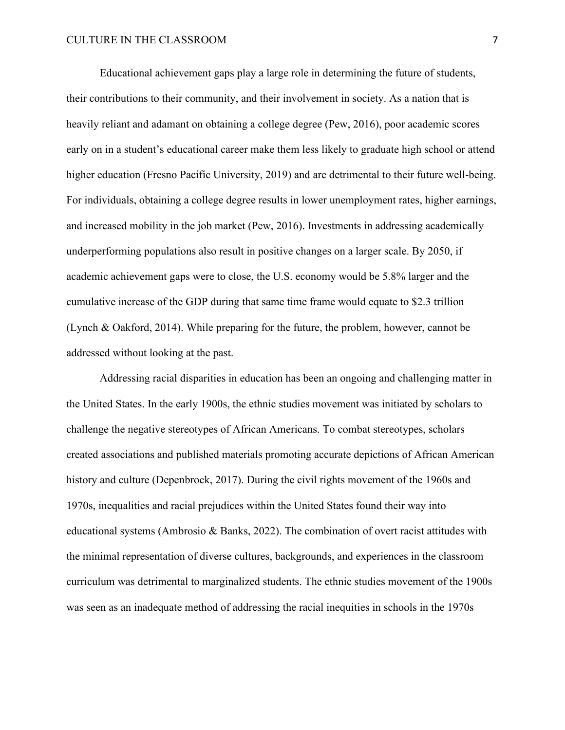Educational achievement gaps play a large role in determining the future of students, their contributions to their community, and their involvement in society. As a nation that is heavily reliant and adamant on obtaining a college degree (Pew, 2016), poor academic scores early on in a student's educational career make them less likely to graduate high school or attend higher education (Fresno Pacific University, 2019) and are detrimental to their future well-being. For individuals, obtaining a college degree results in lower unemployment rates, higher earnings, and increased mobility in the job market (Pew, 2016). Investments in addressing academically underperforming populations also result in positive changes on a larger scale. By 2050, if academic achievement gaps were to close, the U.S. economy would be 5.8% larger and the cumulative increase of the GDP during that same time frame would equate to $2.3 trillion (Lynch & Oakford, 2014). While preparing for the future, the problem, however, cannot be addressed without looking at the past.

Addressing racial disparities in education has been an ongoing and challenging matter in the United States. In the early 1900s, the ethnic studies movement was initiated by scholars to challenge the negative stereotypes of African Americans. To combat stereotypes, scholars created associations and published materials promoting accurate depictions of African American history and culture (Depenbrock, 2017). During the civil rights movement of the 1960s and 1970s, inequalities and racial prejudices within the United States found their way into educational systems (Ambrosio & Banks, 2022). The combination of overt racist attitudes with the minimal representation of diverse cultures, backgrounds, and experiences in the classroom curriculum was detrimental to marginalized students. The ethnic studies movement of the 1900s was seen as an inadequate method of addressing the racial inequities in schools in the 1970s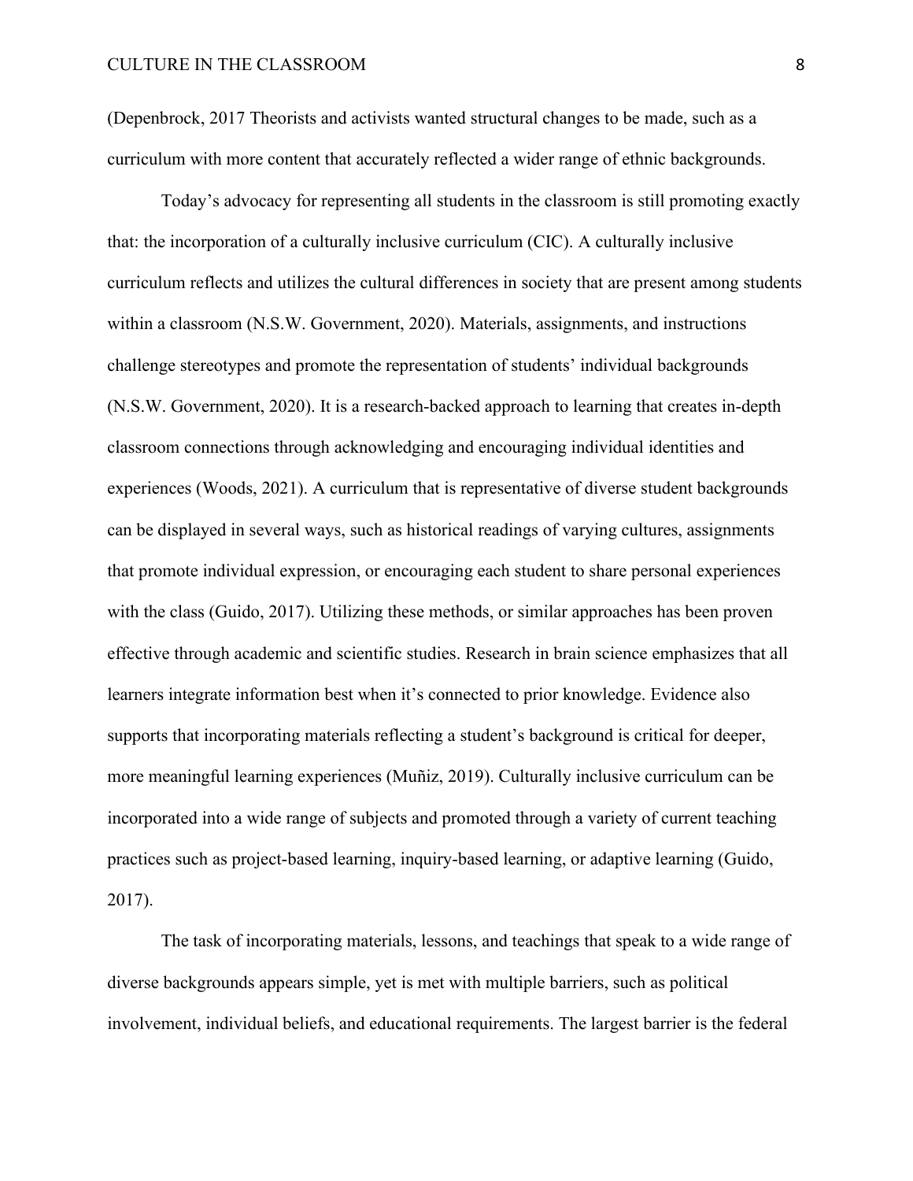(Depenbrock, 2017 Theorists and activists wanted structural changes to be made, such as a curriculum with more content that accurately reflected a wider range of ethnic backgrounds.

Today's advocacy for representing all students in the classroom is still promoting exactly that: the incorporation of a culturally inclusive curriculum (CIC). A culturally inclusive curriculum reflects and utilizes the cultural differences in society that are present among students within a classroom (N.S.W. Government, 2020). Materials, assignments, and instructions challenge stereotypes and promote the representation of students' individual backgrounds (N.S.W. Government, 2020). It is a research-backed approach to learning that creates in-depth classroom connections through acknowledging and encouraging individual identities and experiences (Woods, 2021). A curriculum that is representative of diverse student backgrounds can be displayed in several ways, such as historical readings of varying cultures, assignments that promote individual expression, or encouraging each student to share personal experiences with the class (Guido, 2017). Utilizing these methods, or similar approaches has been proven effective through academic and scientific studies. Research in brain science emphasizes that all learners integrate information best when it's connected to prior knowledge. Evidence also supports that incorporating materials reflecting a student's background is critical for deeper, more meaningful learning experiences (Muñiz, 2019). Culturally inclusive curriculum can be incorporated into a wide range of subjects and promoted through a variety of current teaching practices such as project-based learning, inquiry-based learning, or adaptive learning (Guido, 2017).

The task of incorporating materials, lessons, and teachings that speak to a wide range of diverse backgrounds appears simple, yet is met with multiple barriers, such as political involvement, individual beliefs, and educational requirements. The largest barrier is the federal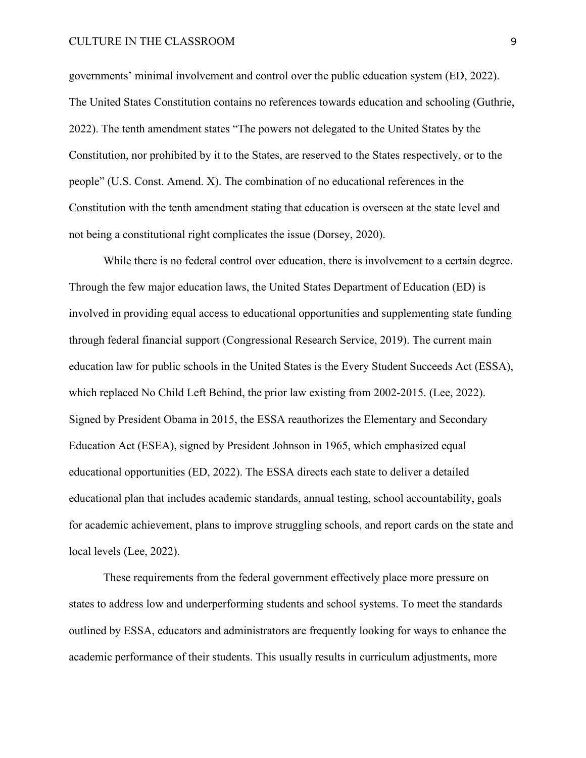governments' minimal involvement and control over the public education system (ED, 2022). The United States Constitution contains no references towards education and schooling (Guthrie, 2022). The tenth amendment states "The powers not delegated to the United States by the Constitution, nor prohibited by it to the States, are reserved to the States respectively, or to the people" (U.S. Const. Amend. X). The combination of no educational references in the Constitution with the tenth amendment stating that education is overseen at the state level and not being a constitutional right complicates the issue (Dorsey, 2020).

While there is no federal control over education, there is involvement to a certain degree. Through the few major education laws, the United States Department of Education (ED) is involved in providing equal access to educational opportunities and supplementing state funding through federal financial support (Congressional Research Service, 2019). The current main education law for public schools in the United States is the Every Student Succeeds Act (ESSA), which replaced No Child Left Behind, the prior law existing from 2002-2015. (Lee, 2022). Signed by President Obama in 2015, the ESSA reauthorizes the Elementary and Secondary Education Act (ESEA), signed by President Johnson in 1965, which emphasized equal educational opportunities (ED, 2022). The ESSA directs each state to deliver a detailed educational plan that includes academic standards, annual testing, school accountability, goals for academic achievement, plans to improve struggling schools, and report cards on the state and local levels (Lee, 2022).

These requirements from the federal government effectively place more pressure on states to address low and underperforming students and school systems. To meet the standards outlined by ESSA, educators and administrators are frequently looking for ways to enhance the academic performance of their students. This usually results in curriculum adjustments, more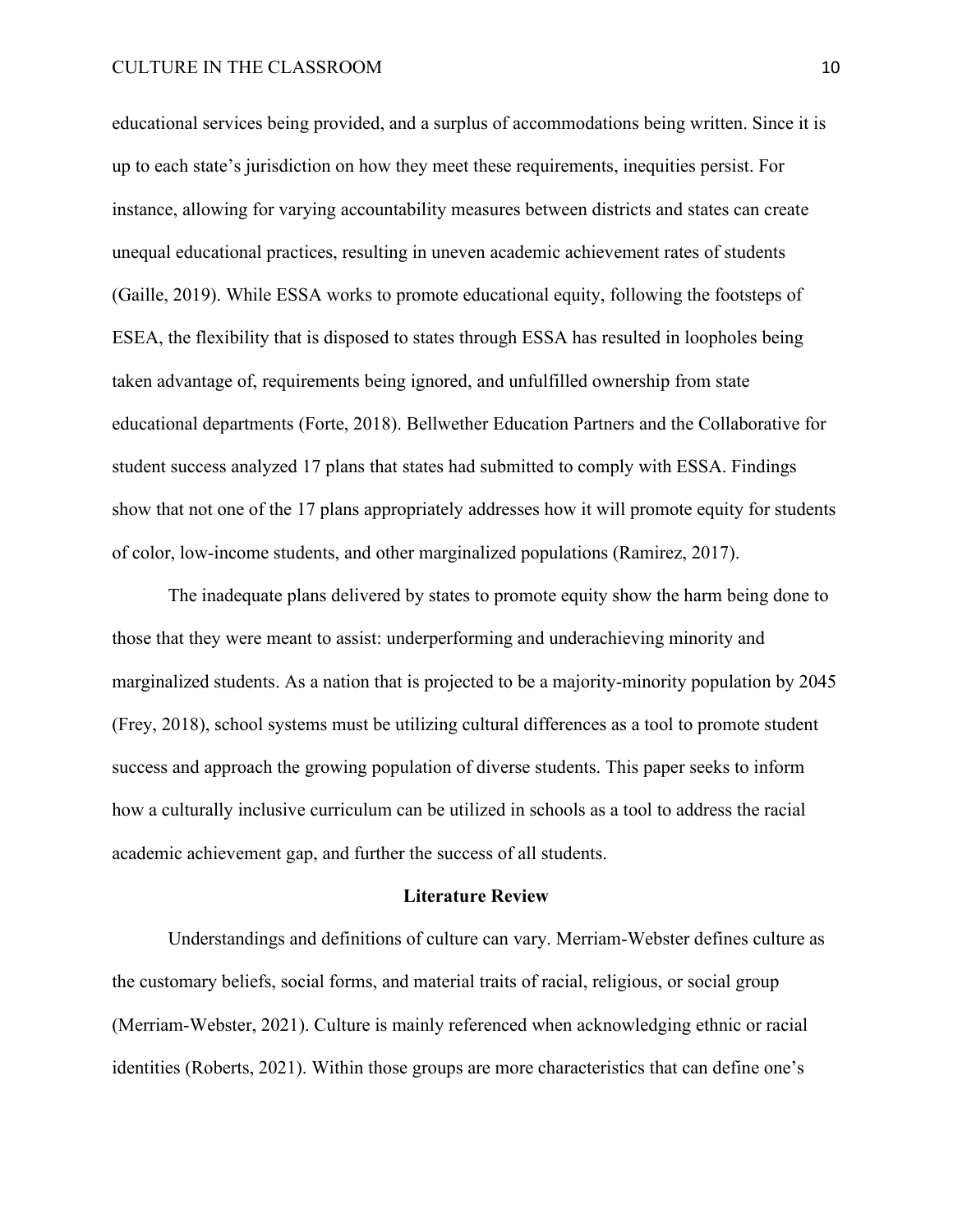educational services being provided, and a surplus of accommodations being written. Since it is up to each state's jurisdiction on how they meet these requirements, inequities persist. For instance, allowing for varying accountability measures between districts and states can create unequal educational practices, resulting in uneven academic achievement rates of students (Gaille, 2019). While ESSA works to promote educational equity, following the footsteps of ESEA, the flexibility that is disposed to states through ESSA has resulted in loopholes being taken advantage of, requirements being ignored, and unfulfilled ownership from state educational departments (Forte, 2018). Bellwether Education Partners and the Collaborative for student success analyzed 17 plans that states had submitted to comply with ESSA. Findings show that not one of the 17 plans appropriately addresses how it will promote equity for students of color, low-income students, and other marginalized populations (Ramirez, 2017).

The inadequate plans delivered by states to promote equity show the harm being done to those that they were meant to assist: underperforming and underachieving minority and marginalized students. As a nation that is projected to be a majority-minority population by 2045 (Frey, 2018), school systems must be utilizing cultural differences as a tool to promote student success and approach the growing population of diverse students. This paper seeks to inform how a culturally inclusive curriculum can be utilized in schools as a tool to address the racial academic achievement gap, and further the success of all students.

## Literature Review

Understandings and definitions of culture can vary. Merriam-Webster defines culture as the customary beliefs, social forms, and material traits of racial, religious, or social group (Merriam-Webster, 2021). Culture is mainly referenced when acknowledging ethnic or racial identities (Roberts, 2021). Within those groups are more characteristics that can define one's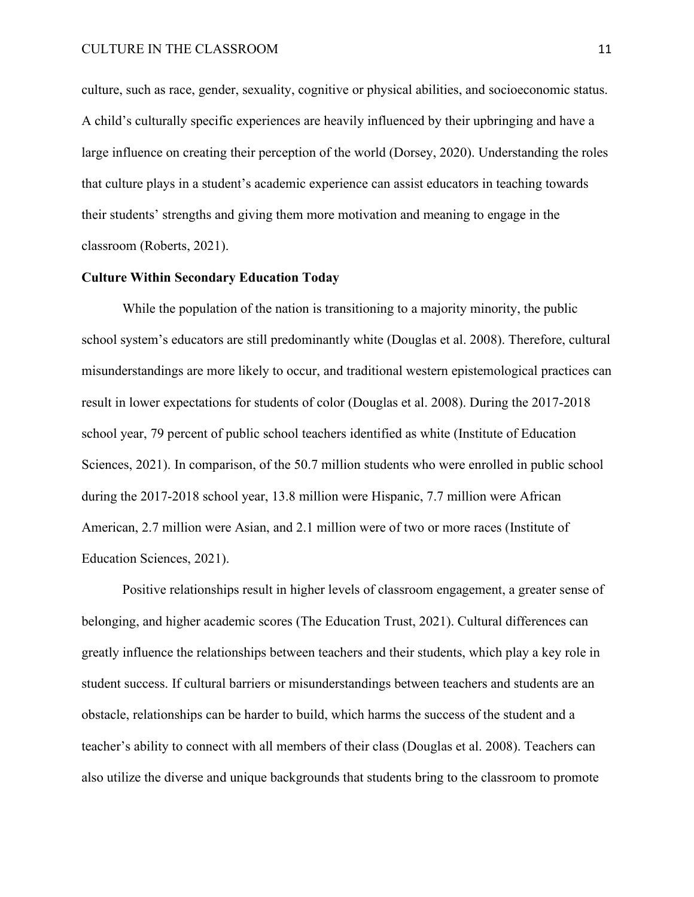culture, such as race, gender, sexuality, cognitive or physical abilities, and socioeconomic status. A child's culturally specific experiences are heavily influenced by their upbringing and have a large influence on creating their perception of the world (Dorsey, 2020). Understanding the roles that culture plays in a student's academic experience can assist educators in teaching towards their students' strengths and giving them more motivation and meaning to engage in the classroom (Roberts, 2021).

## Culture Within Secondary Education Today

While the population of the nation is transitioning to a majority minority, the public school system's educators are still predominantly white (Douglas et al. 2008). Therefore, cultural misunderstandings are more likely to occur, and traditional western epistemological practices can result in lower expectations for students of color (Douglas et al. 2008). During the 2017-2018 school year, 79 percent of public school teachers identified as white (Institute of Education Sciences, 2021). In comparison, of the 50.7 million students who were enrolled in public school during the 2017-2018 school year, 13.8 million were Hispanic, 7.7 million were African American, 2.7 million were Asian, and 2.1 million were of two or more races (Institute of Education Sciences, 2021).

Positive relationships result in higher levels of classroom engagement, a greater sense of belonging, and higher academic scores (The Education Trust, 2021). Cultural differences can greatly influence the relationships between teachers and their students, which play a key role in student success. If cultural barriers or misunderstandings between teachers and students are an obstacle, relationships can be harder to build, which harms the success of the student and a teacher's ability to connect with all members of their class (Douglas et al. 2008). Teachers can also utilize the diverse and unique backgrounds that students bring to the classroom to promote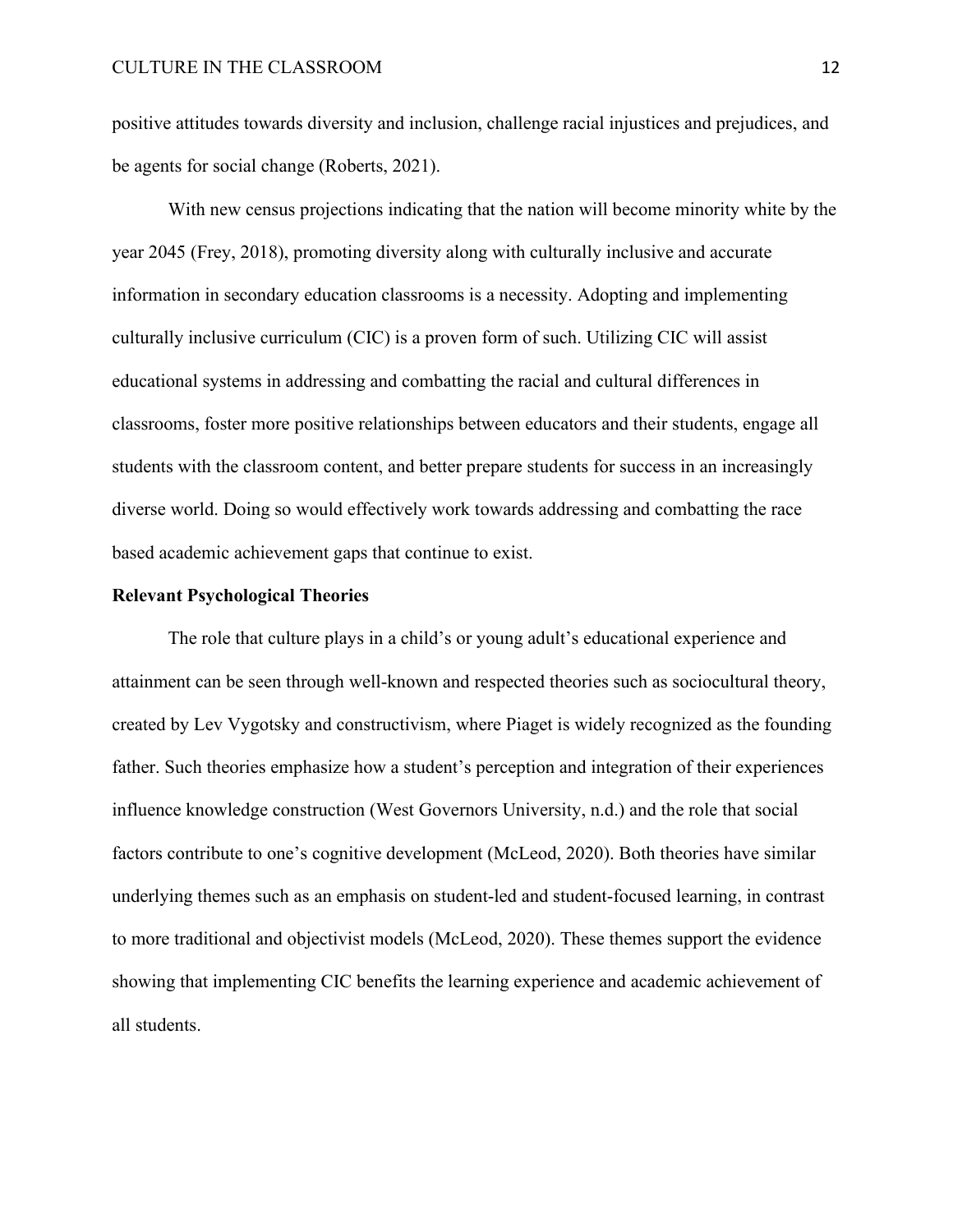positive attitudes towards diversity and inclusion, challenge racial injustices and prejudices, and be agents for social change (Roberts, 2021).

With new census projections indicating that the nation will become minority white by the year 2045 (Frey, 2018), promoting diversity along with culturally inclusive and accurate information in secondary education classrooms is a necessity. Adopting and implementing culturally inclusive curriculum (CIC) is a proven form of such. Utilizing CIC will assist educational systems in addressing and combatting the racial and cultural differences in classrooms, foster more positive relationships between educators and their students, engage all students with the classroom content, and better prepare students for success in an increasingly diverse world. Doing so would effectively work towards addressing and combatting the race based academic achievement gaps that continue to exist.

**Relevant Psychological Theories**

The role that culture plays in a child's or young adult's educational experience and attainment can be seen through well-known and respected theories such as sociocultural theory, created by Lev Vygotsky and constructivism, where Piaget is widely recognized as the founding father. Such theories emphasize how a student's perception and integration of their experiences influence knowledge construction (West Governors University, n.d.) and the role that social factors contribute to one's cognitive development (McLeod, 2020). Both theories have similar underlying themes such as an emphasis on student-led and student-focused learning, in contrast to more traditional and objectivist models (McLeod, 2020). These themes support the evidence showing that implementing CIC benefits the learning experience and academic achievement of all students.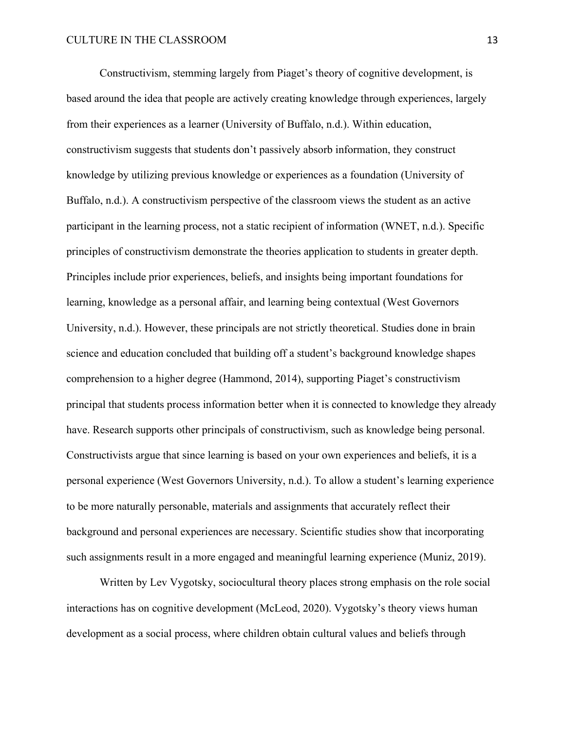Constructivism, stemming largely from Piaget's theory of cognitive development, is based around the idea that people are actively creating knowledge through experiences, largely from their experiences as a learner (University of Buffalo, n.d.). Within education, constructivism suggests that students don't passively absorb information, they construct knowledge by utilizing previous knowledge or experiences as a foundation (University of Buffalo, n.d.). A constructivism perspective of the classroom views the student as an active participant in the learning process, not a static recipient of information (WNET, n.d.). Specific principles of constructivism demonstrate the theories application to students in greater depth. Principles include prior experiences, beliefs, and insights being important foundations for learning, knowledge as a personal affair, and learning being contextual (West Governors University, n.d.). However, these principals are not strictly theoretical. Studies done in brain science and education concluded that building off a student's background knowledge shapes comprehension to a higher degree (Hammond, 2014), supporting Piaget's constructivism principal that students process information better when it is connected to knowledge they already have. Research supports other principals of constructivism, such as knowledge being personal. Constructivists argue that since learning is based on your own experiences and beliefs, it is a personal experience (West Governors University, n.d.). To allow a student's learning experience to be more naturally personable, materials and assignments that accurately reflect their background and personal experiences are necessary. Scientific studies show that incorporating such assignments result in a more engaged and meaningful learning experience (Muniz, 2019).

Written by Lev Vygotsky, sociocultural theory places strong emphasis on the role social interactions has on cognitive development (McLeod, 2020). Vygotsky's theory views human development as a social process, where children obtain cultural values and beliefs through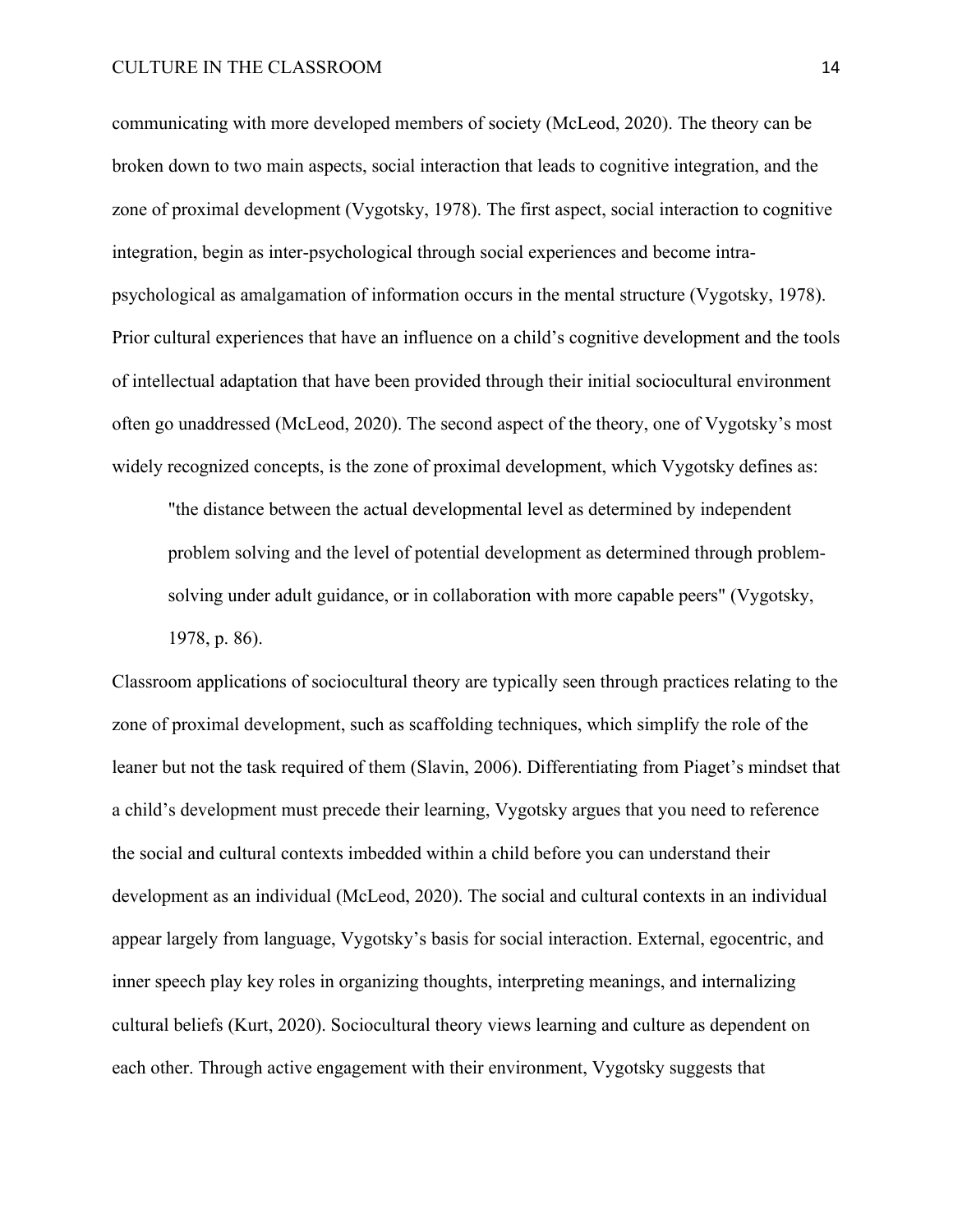communicating with more developed members of society (McLeod, 2020). The theory can be broken down to two main aspects, social interaction that leads to cognitive integration, and the zone of proximal development (Vygotsky, 1978). The first aspect, social interaction to cognitive integration, begin as inter-psychological through social experiences and become intra-psychological as amalgamation of information occurs in the mental structure (Vygotsky, 1978). Prior cultural experiences that have an influence on a child's cognitive development and the tools of intellectual adaptation that have been provided through their initial sociocultural environment often go unaddressed (McLeod, 2020). The second aspect of the theory, one of Vygotsky's most widely recognized concepts, is the zone of proximal development, which Vygotsky defines as:

> "the distance between the actual developmental level as determined by independent problem solving and the level of potential development as determined through problem-solving under adult guidance, or in collaboration with more capable peers" (Vygotsky, 1978, p. 86).

Classroom applications of sociocultural theory are typically seen through practices relating to the zone of proximal development, such as scaffolding techniques, which simplify the role of the leaner but not the task required of them (Slavin, 2006). Differentiating from Piaget's mindset that a child's development must precede their learning, Vygotsky argues that you need to reference the social and cultural contexts imbedded within a child before you can understand their development as an individual (McLeod, 2020). The social and cultural contexts in an individual appear largely from language, Vygotsky's basis for social interaction. External, egocentric, and inner speech play key roles in organizing thoughts, interpreting meanings, and internalizing cultural beliefs (Kurt, 2020). Sociocultural theory views learning and culture as dependent on each other. Through active engagement with their environment, Vygotsky suggests that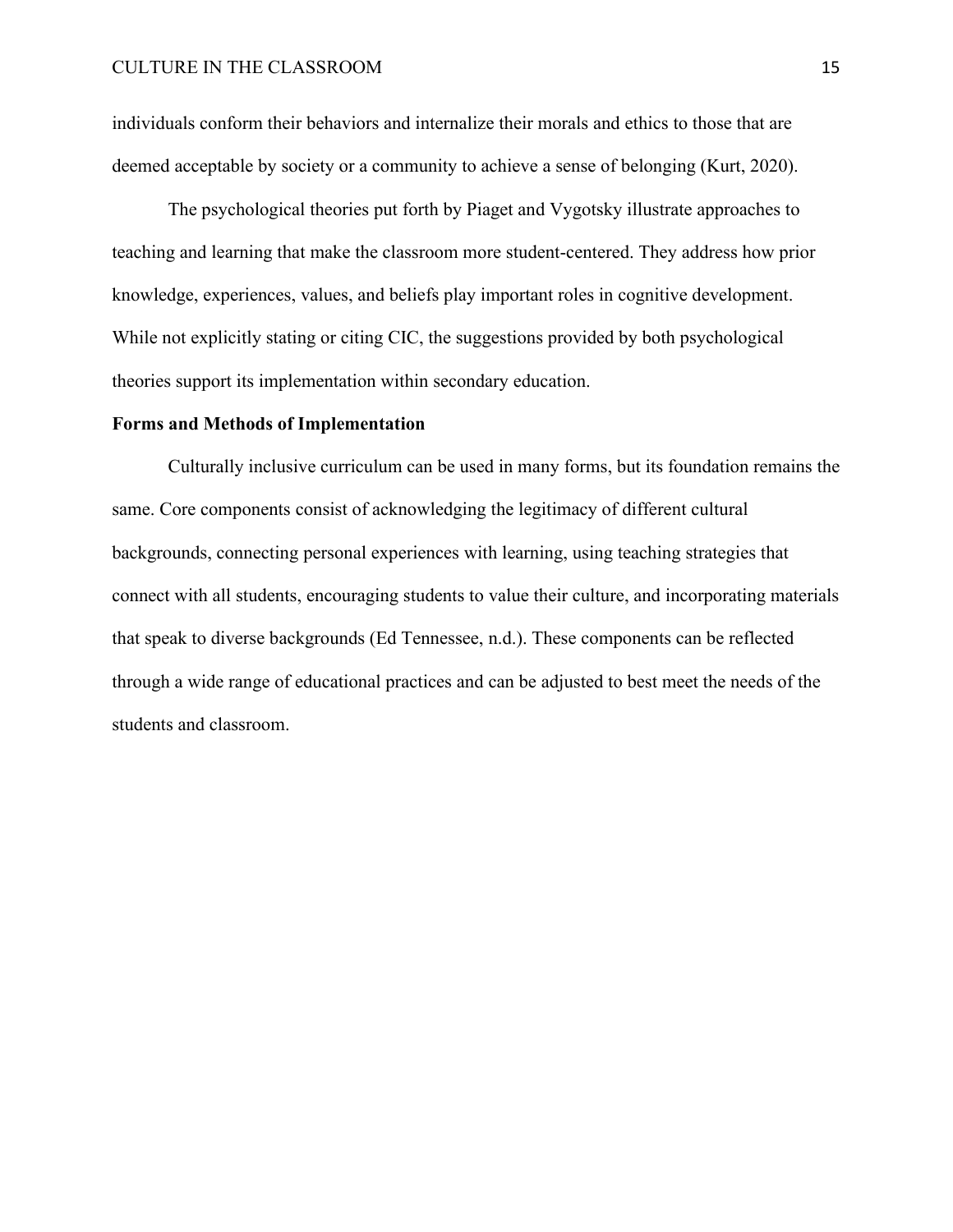individuals conform their behaviors and internalize their morals and ethics to those that are deemed acceptable by society or a community to achieve a sense of belonging (Kurt, 2020).

The psychological theories put forth by Piaget and Vygotsky illustrate approaches to teaching and learning that make the classroom more student-centered. They address how prior knowledge, experiences, values, and beliefs play important roles in cognitive development. While not explicitly stating or citing CIC, the suggestions provided by both psychological theories support its implementation within secondary education.

**Forms and Methods of Implementation**

Culturally inclusive curriculum can be used in many forms, but its foundation remains the same. Core components consist of acknowledging the legitimacy of different cultural backgrounds, connecting personal experiences with learning, using teaching strategies that connect with all students, encouraging students to value their culture, and incorporating materials that speak to diverse backgrounds (Ed Tennessee, n.d.). These components can be reflected through a wide range of educational practices and can be adjusted to best meet the needs of the students and classroom.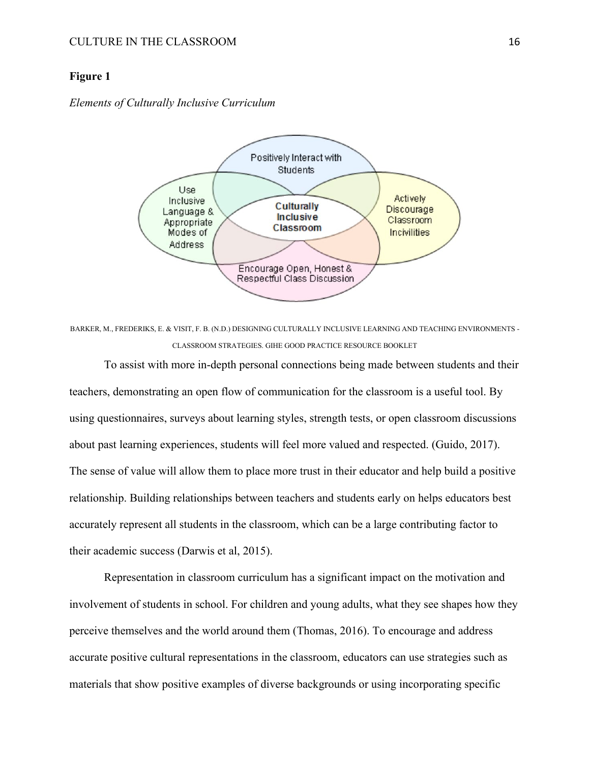**Figure 1**

*Elements of Culturally Inclusive Curriculum*

BARKER, M., FREDERIKS, E. & VISIT, F. B. (N.D.) DESIGNING CULTURALLY INCLUSIVE LEARNING AND TEACHING ENVIRONMENTS - CLASSROOM STRATEGIES. GIHE GOOD PRACTICE RESOURCE BOOKLET

To assist with more in-depth personal connections being made between students and their teachers, demonstrating an open flow of communication for the classroom is a useful tool. By using questionnaires, surveys about learning styles, strength tests, or open classroom discussions about past learning experiences, students will feel more valued and respected. (Guido, 2017). The sense of value will allow them to place more trust in their educator and help build a positive relationship. Building relationships between teachers and students early on helps educators best accurately represent all students in the classroom, which can be a large contributing factor to their academic success (Darwis et al, 2015).

Representation in classroom curriculum has a significant impact on the motivation and involvement of students in school. For children and young adults, what they see shapes how they perceive themselves and the world around them (Thomas, 2016). To encourage and address accurate positive cultural representations in the classroom, educators can use strategies such as materials that show positive examples of diverse backgrounds or using incorporating specific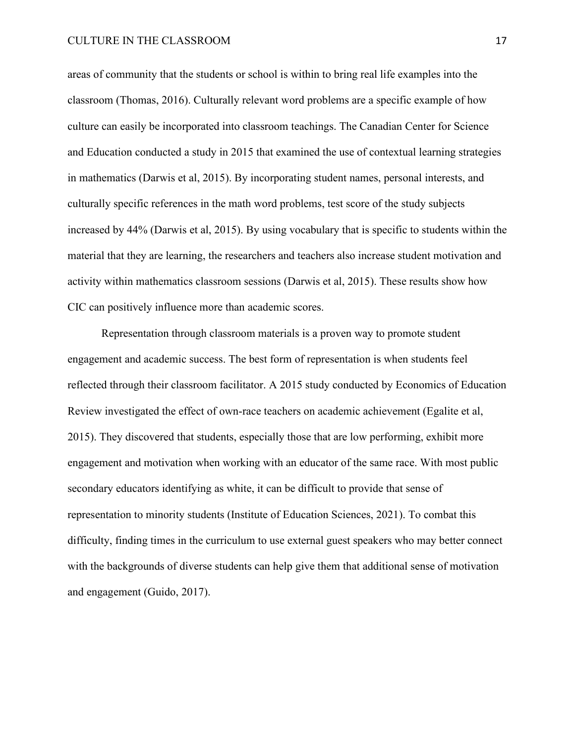areas of community that the students or school is within to bring real life examples into the classroom (Thomas, 2016). Culturally relevant word problems are a specific example of how culture can easily be incorporated into classroom teachings. The Canadian Center for Science and Education conducted a study in 2015 that examined the use of contextual learning strategies in mathematics (Darwis et al, 2015). By incorporating student names, personal interests, and culturally specific references in the math word problems, test score of the study subjects increased by 44% (Darwis et al, 2015). By using vocabulary that is specific to students within the material that they are learning, the researchers and teachers also increase student motivation and activity within mathematics classroom sessions (Darwis et al, 2015). These results show how CIC can positively influence more than academic scores.

Representation through classroom materials is a proven way to promote student engagement and academic success. The best form of representation is when students feel reflected through their classroom facilitator. A 2015 study conducted by Economics of Education Review investigated the effect of own-race teachers on academic achievement (Egalite et al, 2015). They discovered that students, especially those that are low performing, exhibit more engagement and motivation when working with an educator of the same race. With most public secondary educators identifying as white, it can be difficult to provide that sense of representation to minority students (Institute of Education Sciences, 2021). To combat this difficulty, finding times in the curriculum to use external guest speakers who may better connect with the backgrounds of diverse students can help give them that additional sense of motivation and engagement (Guido, 2017).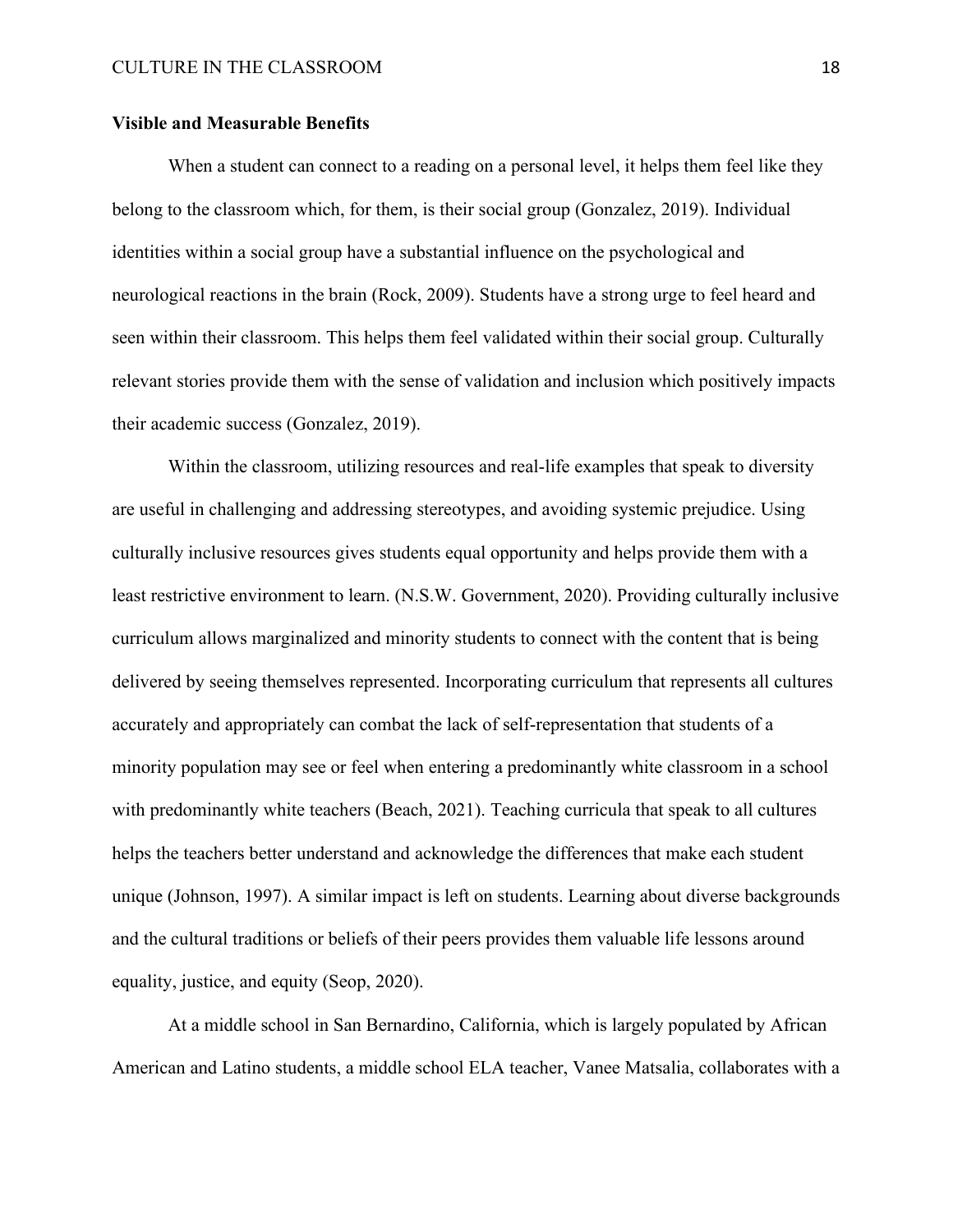### Visible and Measurable Benefits

When a student can connect to a reading on a personal level, it helps them feel like they belong to the classroom which, for them, is their social group (Gonzalez, 2019). Individual identities within a social group have a substantial influence on the psychological and neurological reactions in the brain (Rock, 2009). Students have a strong urge to feel heard and seen within their classroom. This helps them feel validated within their social group. Culturally relevant stories provide them with the sense of validation and inclusion which positively impacts their academic success (Gonzalez, 2019).

Within the classroom, utilizing resources and real-life examples that speak to diversity are useful in challenging and addressing stereotypes, and avoiding systemic prejudice. Using culturally inclusive resources gives students equal opportunity and helps provide them with a least restrictive environment to learn. (N.S.W. Government, 2020). Providing culturally inclusive curriculum allows marginalized and minority students to connect with the content that is being delivered by seeing themselves represented. Incorporating curriculum that represents all cultures accurately and appropriately can combat the lack of self-representation that students of a minority population may see or feel when entering a predominantly white classroom in a school with predominantly white teachers (Beach, 2021). Teaching curricula that speak to all cultures helps the teachers better understand and acknowledge the differences that make each student unique (Johnson, 1997). A similar impact is left on students. Learning about diverse backgrounds and the cultural traditions or beliefs of their peers provides them valuable life lessons around equality, justice, and equity (Seop, 2020).

At a middle school in San Bernardino, California, which is largely populated by African American and Latino students, a middle school ELA teacher, Vanee Matsalia, collaborates with a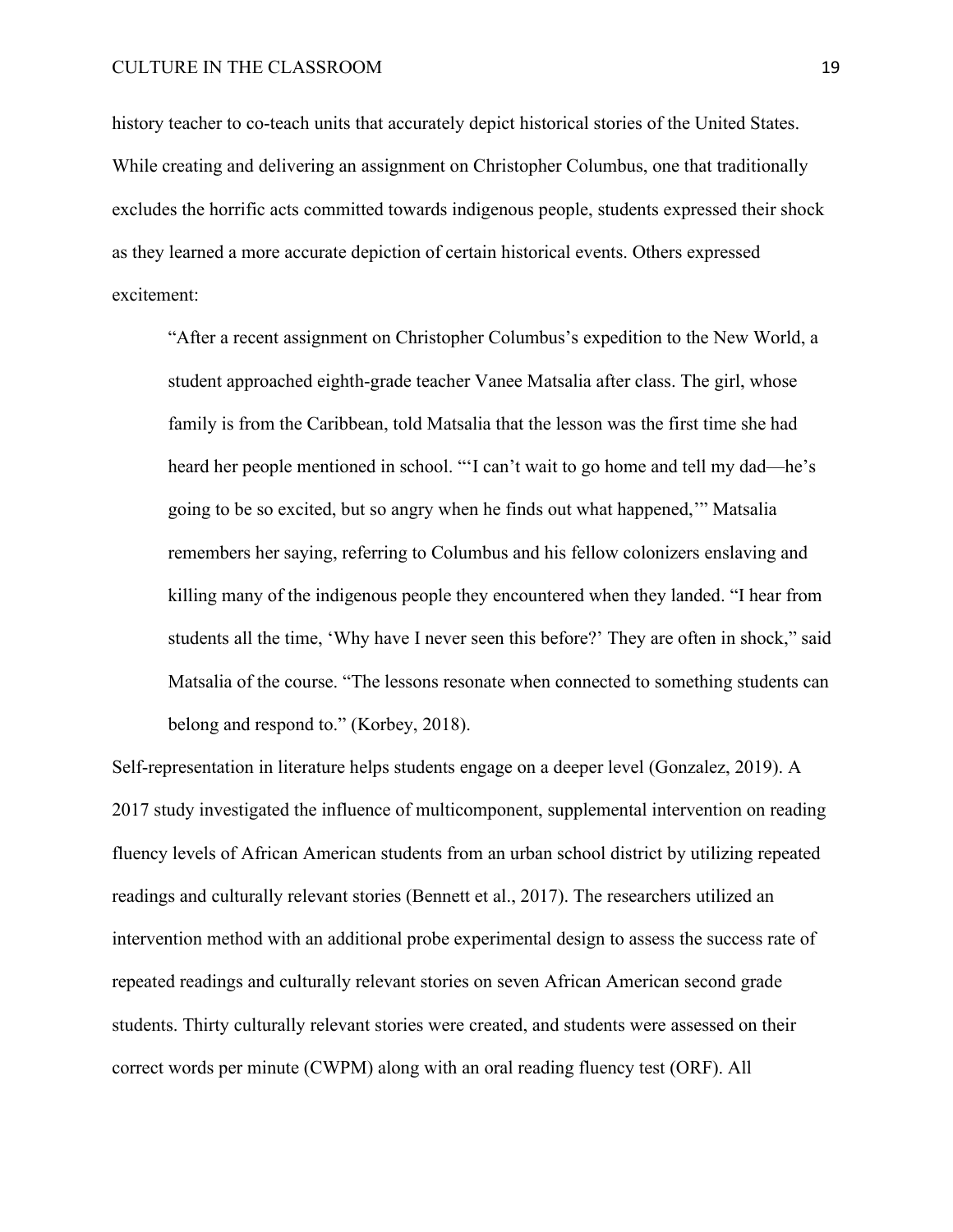history teacher to co-teach units that accurately depict historical stories of the United States. While creating and delivering an assignment on Christopher Columbus, one that traditionally excludes the horrific acts committed towards indigenous people, students expressed their shock as they learned a more accurate depiction of certain historical events. Others expressed excitement:

> "After a recent assignment on Christopher Columbus's expedition to the New World, a student approached eighth-grade teacher Vanee Matsalia after class. The girl, whose family is from the Caribbean, told Matsalia that the lesson was the first time she had heard her people mentioned in school. "'I can't wait to go home and tell my dad—he's going to be so excited, but so angry when he finds out what happened,'" Matsalia remembers her saying, referring to Columbus and his fellow colonizers enslaving and killing many of the indigenous people they encountered when they landed. "I hear from students all the time, 'Why have I never seen this before?' They are often in shock," said Matsalia of the course. "The lessons resonate when connected to something students can belong and respond to." (Korbey, 2018).

Self-representation in literature helps students engage on a deeper level (Gonzalez, 2019). A 2017 study investigated the influence of multicomponent, supplemental intervention on reading fluency levels of African American students from an urban school district by utilizing repeated readings and culturally relevant stories (Bennett et al., 2017). The researchers utilized an intervention method with an additional probe experimental design to assess the success rate of repeated readings and culturally relevant stories on seven African American second grade students. Thirty culturally relevant stories were created, and students were assessed on their correct words per minute (CWPM) along with an oral reading fluency test (ORF). All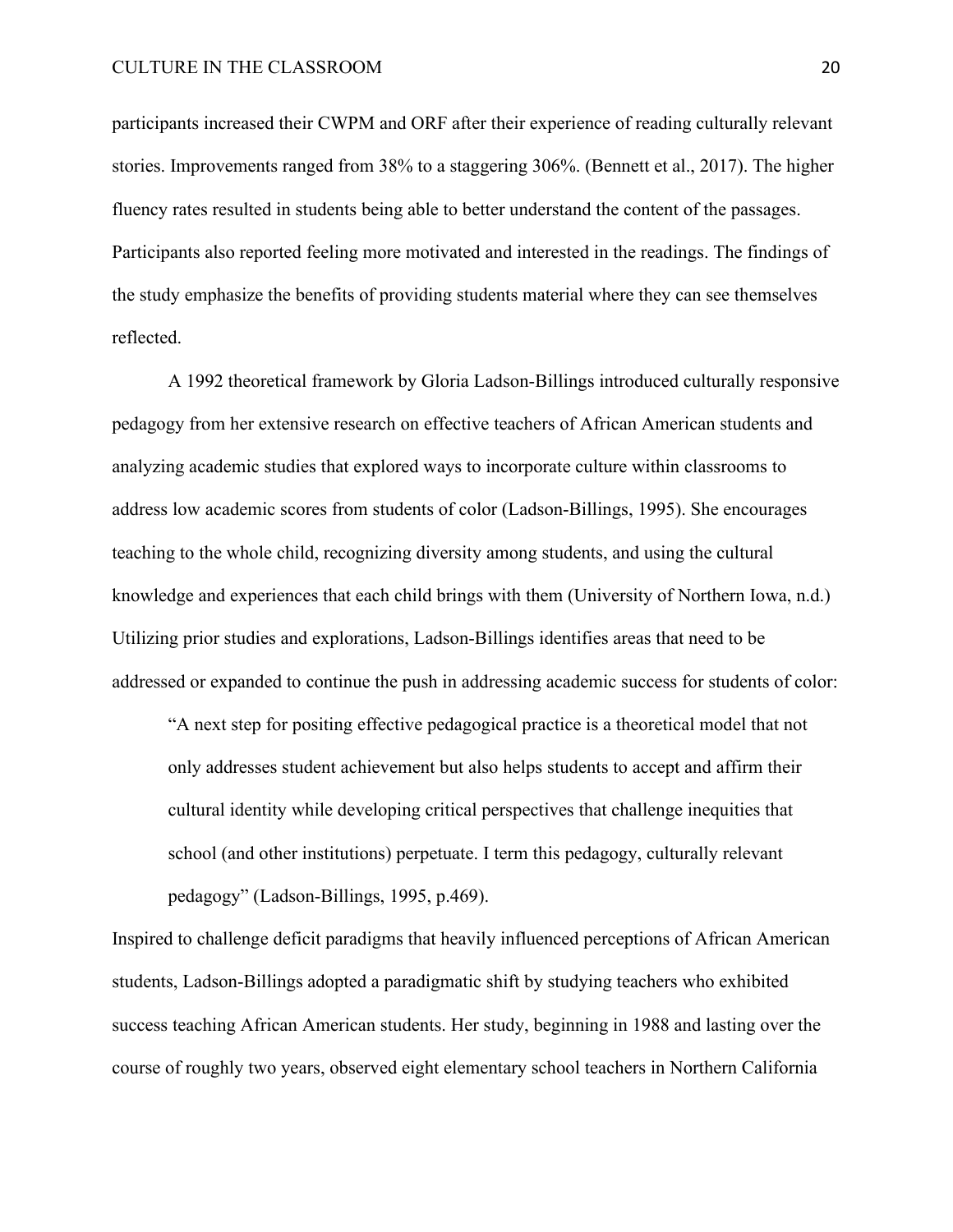participants increased their CWPM and ORF after their experience of reading culturally relevant stories. Improvements ranged from 38% to a staggering 306%. (Bennett et al., 2017). The higher fluency rates resulted in students being able to better understand the content of the passages. Participants also reported feeling more motivated and interested in the readings. The findings of the study emphasize the benefits of providing students material where they can see themselves reflected.

A 1992 theoretical framework by Gloria Ladson-Billings introduced culturally responsive pedagogy from her extensive research on effective teachers of African American students and analyzing academic studies that explored ways to incorporate culture within classrooms to address low academic scores from students of color (Ladson-Billings, 1995). She encourages teaching to the whole child, recognizing diversity among students, and using the cultural knowledge and experiences that each child brings with them (University of Northern Iowa, n.d.) Utilizing prior studies and explorations, Ladson-Billings identifies areas that need to be addressed or expanded to continue the push in addressing academic success for students of color:

> "A next step for positing effective pedagogical practice is a theoretical model that not only addresses student achievement but also helps students to accept and affirm their cultural identity while developing critical perspectives that challenge inequities that school (and other institutions) perpetuate. I term this pedagogy, culturally relevant pedagogy" (Ladson-Billings, 1995, p.469).

Inspired to challenge deficit paradigms that heavily influenced perceptions of African American students, Ladson-Billings adopted a paradigmatic shift by studying teachers who exhibited success teaching African American students. Her study, beginning in 1988 and lasting over the course of roughly two years, observed eight elementary school teachers in Northern California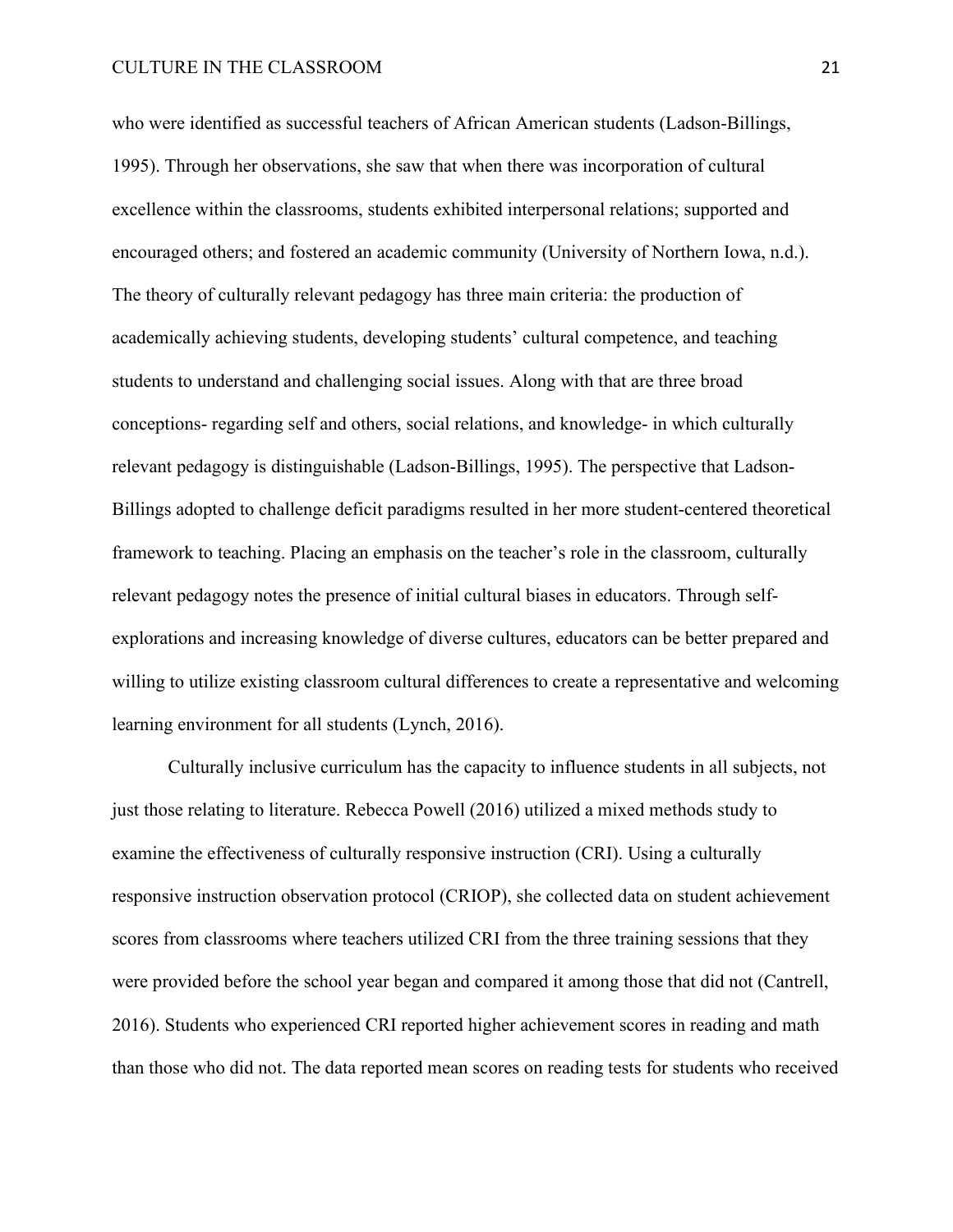who were identified as successful teachers of African American students (Ladson-Billings, 1995). Through her observations, she saw that when there was incorporation of cultural excellence within the classrooms, students exhibited interpersonal relations; supported and encouraged others; and fostered an academic community (University of Northern Iowa, n.d.). The theory of culturally relevant pedagogy has three main criteria: the production of academically achieving students, developing students' cultural competence, and teaching students to understand and challenging social issues. Along with that are three broad conceptions- regarding self and others, social relations, and knowledge- in which culturally relevant pedagogy is distinguishable (Ladson-Billings, 1995). The perspective that Ladson-Billings adopted to challenge deficit paradigms resulted in her more student-centered theoretical framework to teaching. Placing an emphasis on the teacher's role in the classroom, culturally relevant pedagogy notes the presence of initial cultural biases in educators. Through self-explorations and increasing knowledge of diverse cultures, educators can be better prepared and willing to utilize existing classroom cultural differences to create a representative and welcoming learning environment for all students (Lynch, 2016).

Culturally inclusive curriculum has the capacity to influence students in all subjects, not just those relating to literature. Rebecca Powell (2016) utilized a mixed methods study to examine the effectiveness of culturally responsive instruction (CRI). Using a culturally responsive instruction observation protocol (CRIOP), she collected data on student achievement scores from classrooms where teachers utilized CRI from the three training sessions that they were provided before the school year began and compared it among those that did not (Cantrell, 2016). Students who experienced CRI reported higher achievement scores in reading and math than those who did not. The data reported mean scores on reading tests for students who received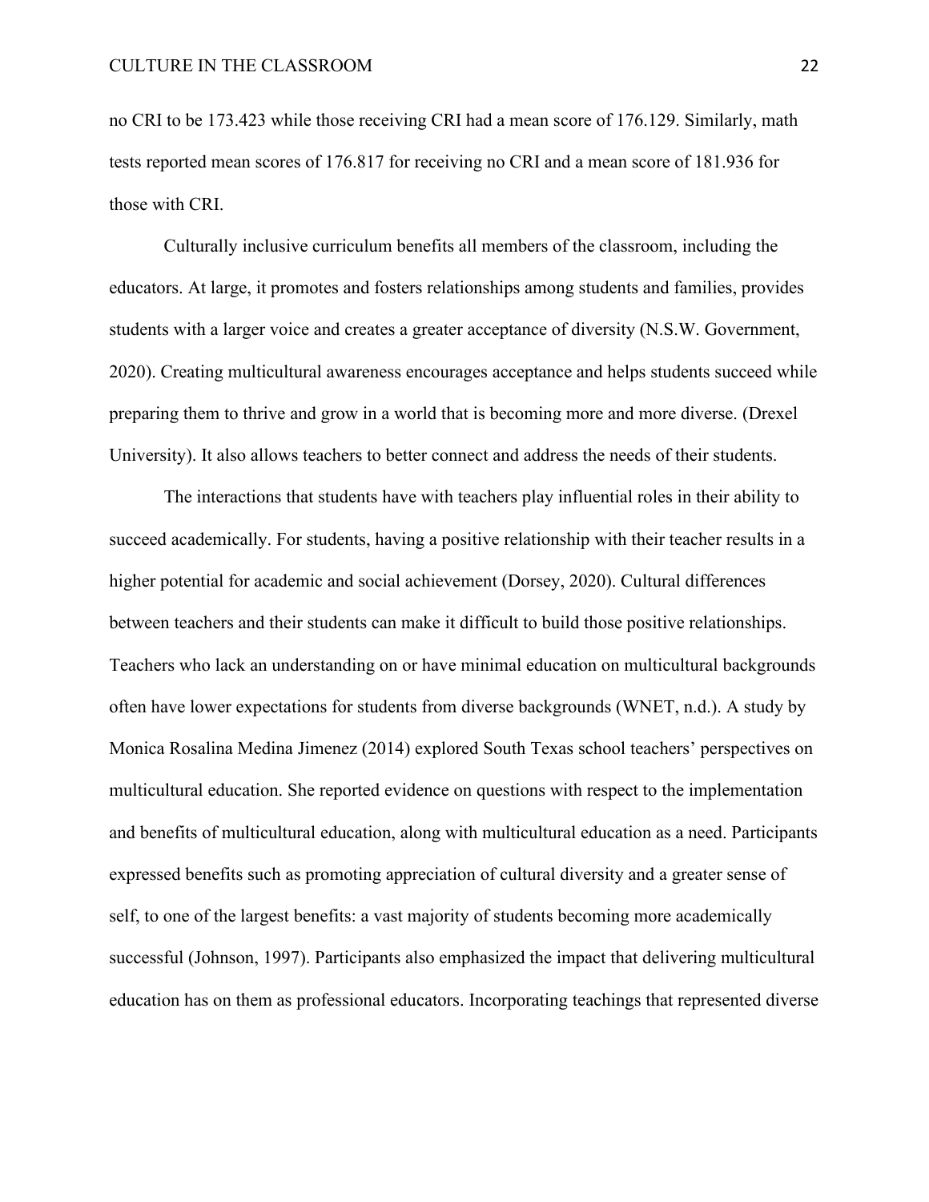no CRI to be 173.423 while those receiving CRI had a mean score of 176.129. Similarly, math tests reported mean scores of 176.817 for receiving no CRI and a mean score of 181.936 for those with CRI.

Culturally inclusive curriculum benefits all members of the classroom, including the educators. At large, it promotes and fosters relationships among students and families, provides students with a larger voice and creates a greater acceptance of diversity (N.S.W. Government, 2020). Creating multicultural awareness encourages acceptance and helps students succeed while preparing them to thrive and grow in a world that is becoming more and more diverse. (Drexel University). It also allows teachers to better connect and address the needs of their students.

The interactions that students have with teachers play influential roles in their ability to succeed academically. For students, having a positive relationship with their teacher results in a higher potential for academic and social achievement (Dorsey, 2020). Cultural differences between teachers and their students can make it difficult to build those positive relationships. Teachers who lack an understanding on or have minimal education on multicultural backgrounds often have lower expectations for students from diverse backgrounds (WNET, n.d.). A study by Monica Rosalina Medina Jimenez (2014) explored South Texas school teachers' perspectives on multicultural education. She reported evidence on questions with respect to the implementation and benefits of multicultural education, along with multicultural education as a need. Participants expressed benefits such as promoting appreciation of cultural diversity and a greater sense of self, to one of the largest benefits: a vast majority of students becoming more academically successful (Johnson, 1997). Participants also emphasized the impact that delivering multicultural education has on them as professional educators. Incorporating teachings that represented diverse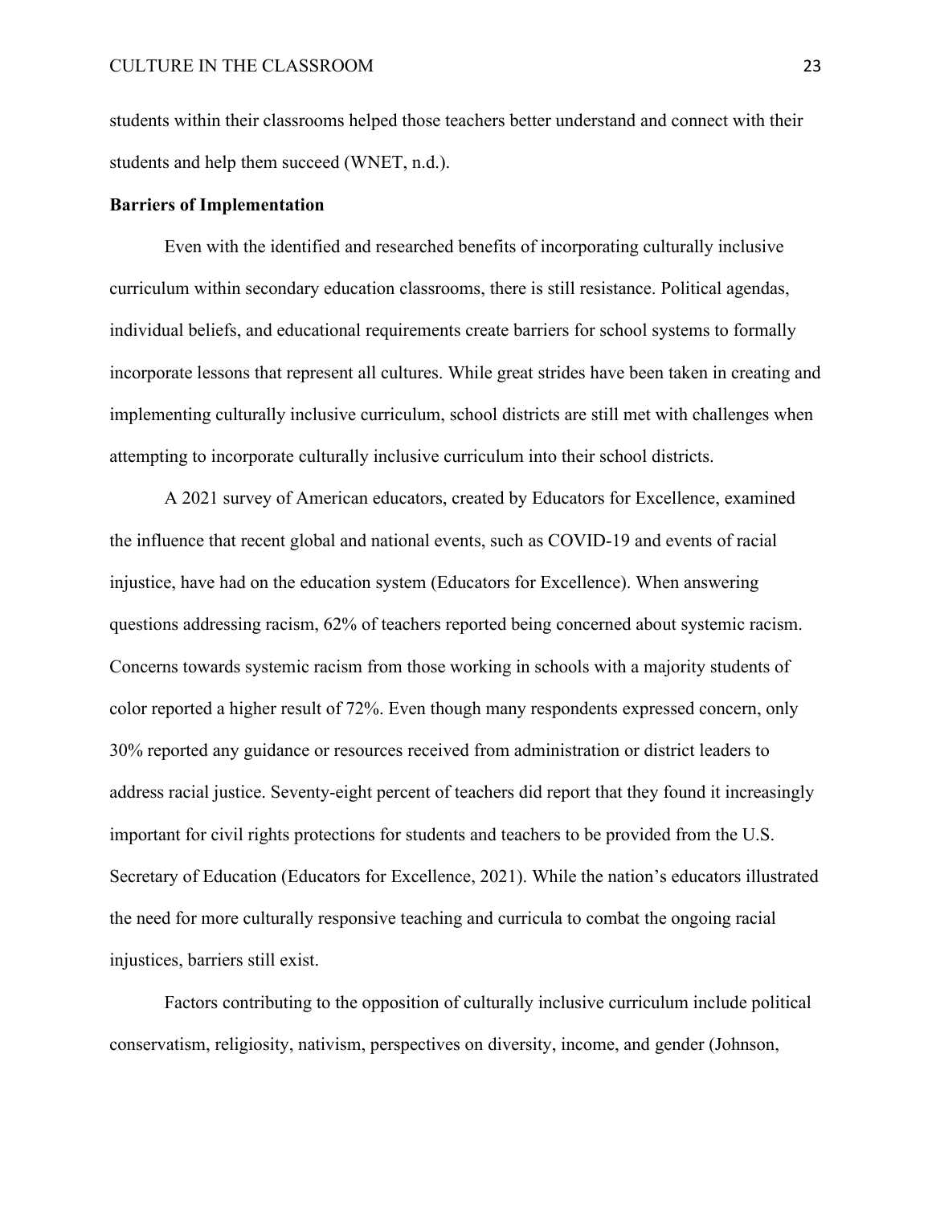students within their classrooms helped those teachers better understand and connect with their students and help them succeed (WNET, n.d.).

## Barriers of Implementation

Even with the identified and researched benefits of incorporating culturally inclusive curriculum within secondary education classrooms, there is still resistance. Political agendas, individual beliefs, and educational requirements create barriers for school systems to formally incorporate lessons that represent all cultures. While great strides have been taken in creating and implementing culturally inclusive curriculum, school districts are still met with challenges when attempting to incorporate culturally inclusive curriculum into their school districts.

A 2021 survey of American educators, created by Educators for Excellence, examined the influence that recent global and national events, such as COVID-19 and events of racial injustice, have had on the education system (Educators for Excellence). When answering questions addressing racism, 62% of teachers reported being concerned about systemic racism. Concerns towards systemic racism from those working in schools with a majority students of color reported a higher result of 72%. Even though many respondents expressed concern, only 30% reported any guidance or resources received from administration or district leaders to address racial justice. Seventy-eight percent of teachers did report that they found it increasingly important for civil rights protections for students and teachers to be provided from the U.S. Secretary of Education (Educators for Excellence, 2021). While the nation's educators illustrated the need for more culturally responsive teaching and curricula to combat the ongoing racial injustices, barriers still exist.

Factors contributing to the opposition of culturally inclusive curriculum include political conservatism, religiosity, nativism, perspectives on diversity, income, and gender (Johnson,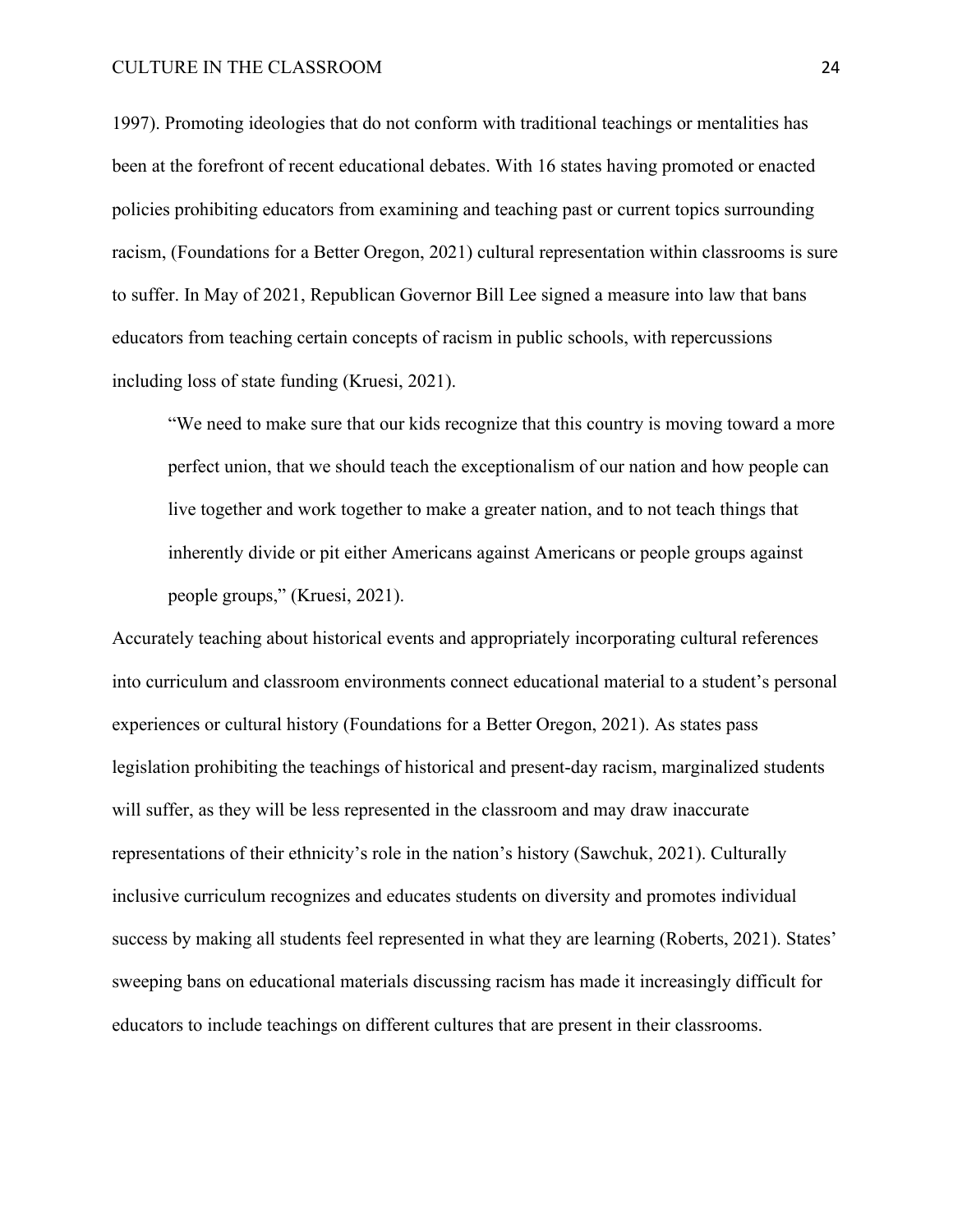1997). Promoting ideologies that do not conform with traditional teachings or mentalities has been at the forefront of recent educational debates. With 16 states having promoted or enacted policies prohibiting educators from examining and teaching past or current topics surrounding racism, (Foundations for a Better Oregon, 2021) cultural representation within classrooms is sure to suffer. In May of 2021, Republican Governor Bill Lee signed a measure into law that bans educators from teaching certain concepts of racism in public schools, with repercussions including loss of state funding (Kruesi, 2021).

> "We need to make sure that our kids recognize that this country is moving toward a more perfect union, that we should teach the exceptionalism of our nation and how people can live together and work together to make a greater nation, and to not teach things that inherently divide or pit either Americans against Americans or people groups against people groups," (Kruesi, 2021).

Accurately teaching about historical events and appropriately incorporating cultural references into curriculum and classroom environments connect educational material to a student's personal experiences or cultural history (Foundations for a Better Oregon, 2021). As states pass legislation prohibiting the teachings of historical and present-day racism, marginalized students will suffer, as they will be less represented in the classroom and may draw inaccurate representations of their ethnicity's role in the nation's history (Sawchuk, 2021). Culturally inclusive curriculum recognizes and educates students on diversity and promotes individual success by making all students feel represented in what they are learning (Roberts, 2021). States' sweeping bans on educational materials discussing racism has made it increasingly difficult for educators to include teachings on different cultures that are present in their classrooms.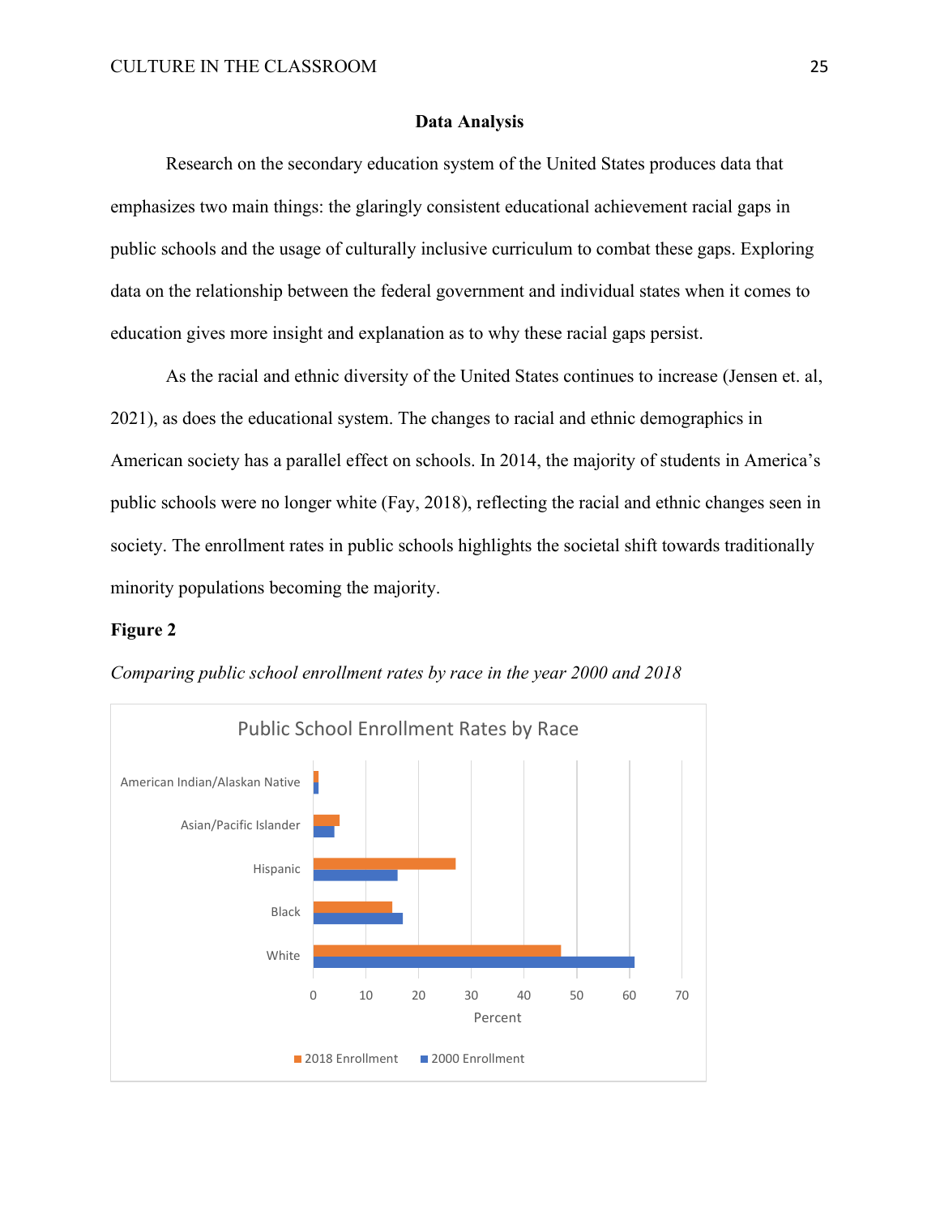## Data Analysis

Research on the secondary education system of the United States produces data that emphasizes two main things: the glaringly consistent educational achievement racial gaps in public schools and the usage of culturally inclusive curriculum to combat these gaps. Exploring data on the relationship between the federal government and individual states when it comes to education gives more insight and explanation as to why these racial gaps persist.

As the racial and ethnic diversity of the United States continues to increase (Jensen et. al, 2021), as does the educational system. The changes to racial and ethnic demographics in American society has a parallel effect on schools. In 2014, the majority of students in America's public schools were no longer white (Fay, 2018), reflecting the racial and ethnic changes seen in society. The enrollment rates in public schools highlights the societal shift towards traditionally minority populations becoming the majority.

**Figure 2**

*Comparing public school enrollment rates by race in the year 2000 and 2018*

Public School Enrollment Rates by Race

American Indian/Alaskan Native
Asian/Pacific Islander
Hispanic
Black
White

0 10 20 30 40 50 60 70

Percent

2018 Enrollment   2000 Enrollment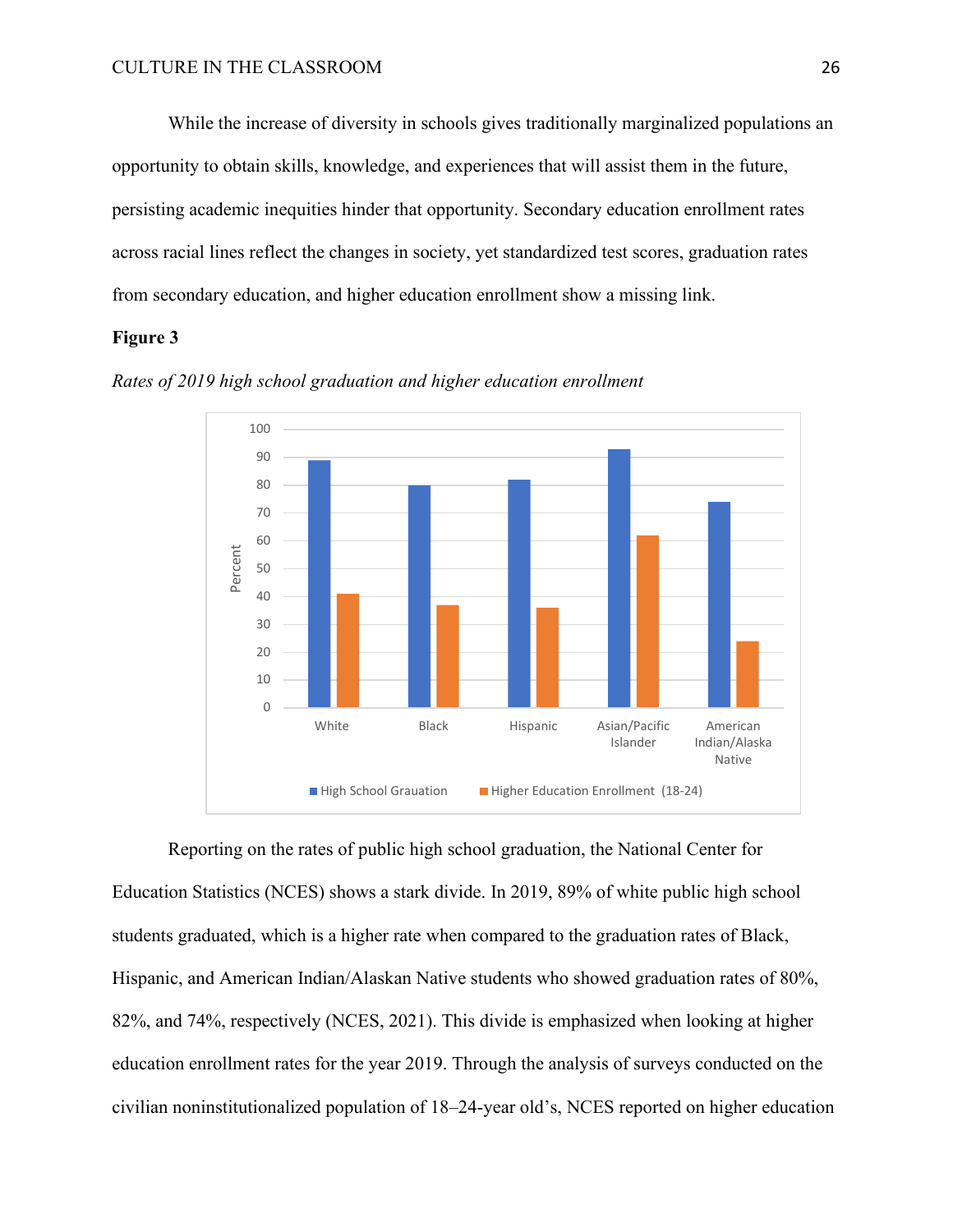While the increase of diversity in schools gives traditionally marginalized populations an opportunity to obtain skills, knowledge, and experiences that will assist them in the future, persisting academic inequities hinder that opportunity. Secondary education enrollment rates across racial lines reflect the changes in society, yet standardized test scores, graduation rates from secondary education, and higher education enrollment show a missing link.

**Figure 3**

*Rates of 2019 high school graduation and higher education enrollment*

Reporting on the rates of public high school graduation, the National Center for Education Statistics (NCES) shows a stark divide. In 2019, 89% of white public high school students graduated, which is a higher rate when compared to the graduation rates of Black, Hispanic, and American Indian/Alaskan Native students who showed graduation rates of 80%, 82%, and 74%, respectively (NCES, 2021). This divide is emphasized when looking at higher education enrollment rates for the year 2019. Through the analysis of surveys conducted on the civilian noninstitutionalized population of 18–24-year old's, NCES reported on higher education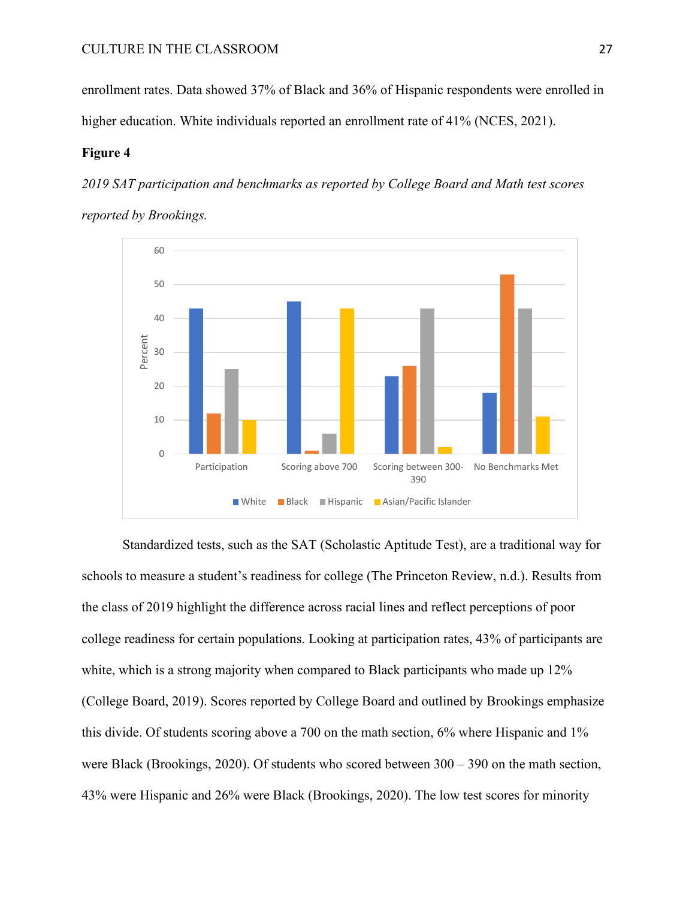enrollment rates. Data showed 37% of Black and 36% of Hispanic respondents were enrolled in higher education. White individuals reported an enrollment rate of 41% (NCES, 2021).

**Figure 4**

*2019 SAT participation and benchmarks as reported by College Board and Math test scores reported by Brookings.*

Standardized tests, such as the SAT (Scholastic Aptitude Test), are a traditional way for schools to measure a student's readiness for college (The Princeton Review, n.d.). Results from the class of 2019 highlight the difference across racial lines and reflect perceptions of poor college readiness for certain populations. Looking at participation rates, 43% of participants are white, which is a strong majority when compared to Black participants who made up 12% (College Board, 2019). Scores reported by College Board and outlined by Brookings emphasize this divide. Of students scoring above a 700 on the math section, 6% where Hispanic and 1% were Black (Brookings, 2020). Of students who scored between 300 – 390 on the math section, 43% were Hispanic and 26% were Black (Brookings, 2020). The low test scores for minority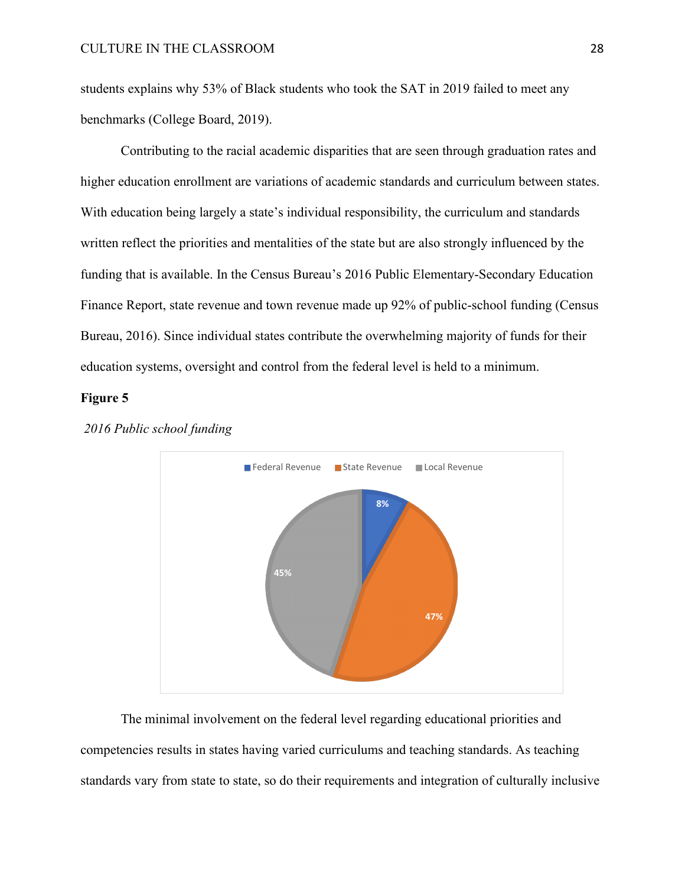students explains why 53% of Black students who took the SAT in 2019 failed to meet any benchmarks (College Board, 2019).

Contributing to the racial academic disparities that are seen through graduation rates and higher education enrollment are variations of academic standards and curriculum between states. With education being largely a state's individual responsibility, the curriculum and standards written reflect the priorities and mentalities of the state but are also strongly influenced by the funding that is available. In the Census Bureau's 2016 Public Elementary-Secondary Education Finance Report, state revenue and town revenue made up 92% of public-school funding (Census Bureau, 2016). Since individual states contribute the overwhelming majority of funds for their education systems, oversight and control from the federal level is held to a minimum.

**Figure 5**

*2016 Public school funding*

Federal Revenue: 8%
State Revenue: 47%
Local Revenue: 45%

The minimal involvement on the federal level regarding educational priorities and competencies results in states having varied curriculums and teaching standards. As teaching standards vary from state to state, so do their requirements and integration of culturally inclusive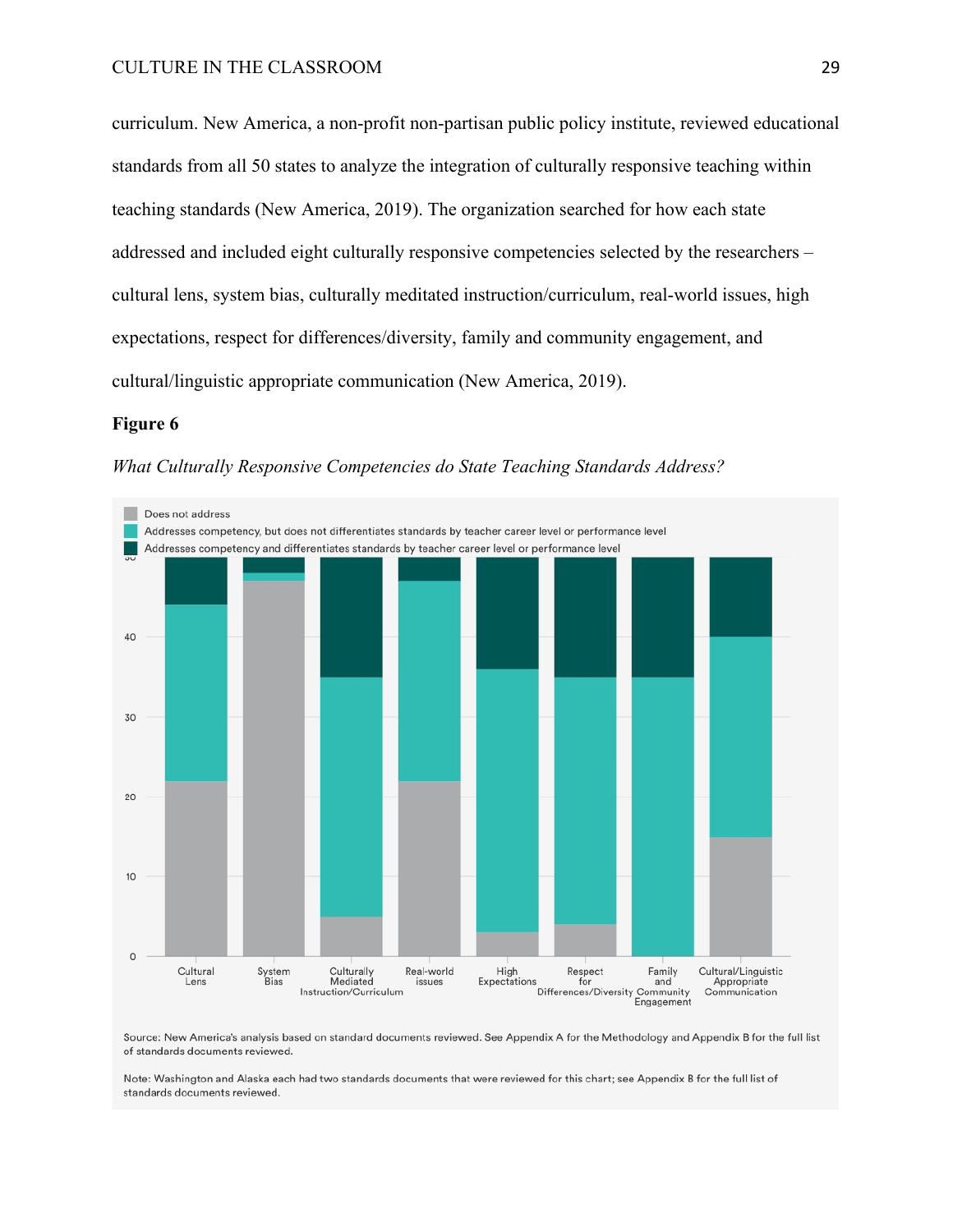curriculum. New America, a non-profit non-partisan public policy institute, reviewed educational standards from all 50 states to analyze the integration of culturally responsive teaching within teaching standards (New America, 2019). The organization searched for how each state addressed and included eight culturally responsive competencies selected by the researchers – cultural lens, system bias, culturally meditated instruction/curriculum, real-world issues, high expectations, respect for differences/diversity, family and community engagement, and cultural/linguistic appropriate communication (New America, 2019).

**Figure 6**

*What Culturally Responsive Competencies do State Teaching Standards Address?*

Does not address

Addresses competency, but does not differentiates standards by teacher career level or performance level

Addresses competency and differentiates standards by teacher career level or performance level

Cultural Lens | System Bias | Culturally Mediated Instruction/Curriculum | Real-world issues | High Expectations | Respect for Differences/Diversity | Family and Community Engagement | Cultural/Linguistic Appropriate Communication

Source: New America's analysis based on standard documents reviewed. See Appendix A for the Methodology and Appendix B for the full list of standards documents reviewed.

Note: Washington and Alaska each had two standards documents that were reviewed for this chart; see Appendix B for the full list of standards documents reviewed.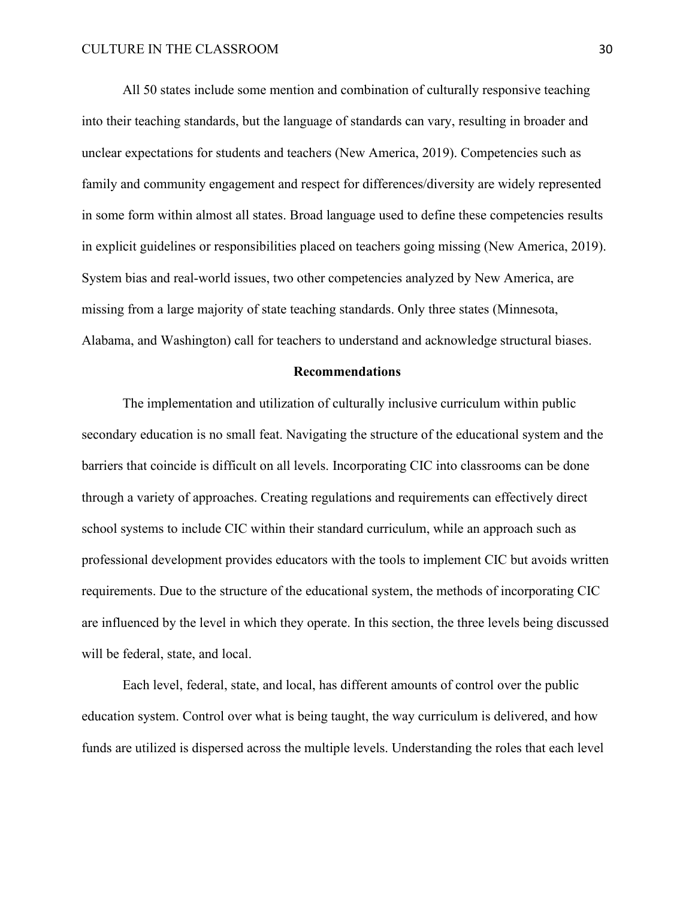All 50 states include some mention and combination of culturally responsive teaching into their teaching standards, but the language of standards can vary, resulting in broader and unclear expectations for students and teachers (New America, 2019). Competencies such as family and community engagement and respect for differences/diversity are widely represented in some form within almost all states. Broad language used to define these competencies results in explicit guidelines or responsibilities placed on teachers going missing (New America, 2019). System bias and real-world issues, two other competencies analyzed by New America, are missing from a large majority of state teaching standards. Only three states (Minnesota, Alabama, and Washington) call for teachers to understand and acknowledge structural biases.

## Recommendations

The implementation and utilization of culturally inclusive curriculum within public secondary education is no small feat. Navigating the structure of the educational system and the barriers that coincide is difficult on all levels. Incorporating CIC into classrooms can be done through a variety of approaches. Creating regulations and requirements can effectively direct school systems to include CIC within their standard curriculum, while an approach such as professional development provides educators with the tools to implement CIC but avoids written requirements. Due to the structure of the educational system, the methods of incorporating CIC are influenced by the level in which they operate. In this section, the three levels being discussed will be federal, state, and local.

Each level, federal, state, and local, has different amounts of control over the public education system. Control over what is being taught, the way curriculum is delivered, and how funds are utilized is dispersed across the multiple levels. Understanding the roles that each level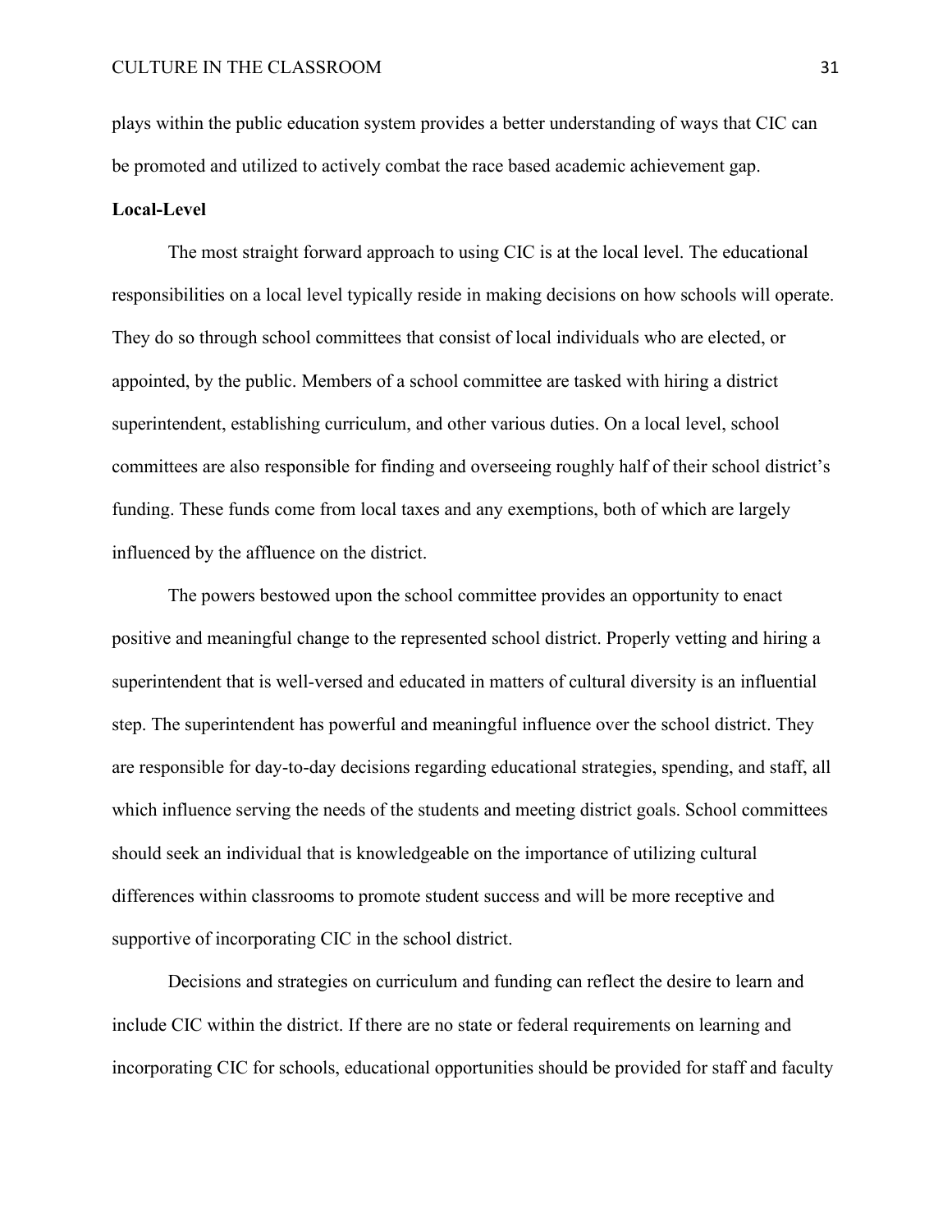plays within the public education system provides a better understanding of ways that CIC can be promoted and utilized to actively combat the race based academic achievement gap.

**Local-Level**

The most straight forward approach to using CIC is at the local level. The educational responsibilities on a local level typically reside in making decisions on how schools will operate. They do so through school committees that consist of local individuals who are elected, or appointed, by the public. Members of a school committee are tasked with hiring a district superintendent, establishing curriculum, and other various duties. On a local level, school committees are also responsible for finding and overseeing roughly half of their school district's funding. These funds come from local taxes and any exemptions, both of which are largely influenced by the affluence on the district.

The powers bestowed upon the school committee provides an opportunity to enact positive and meaningful change to the represented school district. Properly vetting and hiring a superintendent that is well-versed and educated in matters of cultural diversity is an influential step. The superintendent has powerful and meaningful influence over the school district. They are responsible for day-to-day decisions regarding educational strategies, spending, and staff, all which influence serving the needs of the students and meeting district goals. School committees should seek an individual that is knowledgeable on the importance of utilizing cultural differences within classrooms to promote student success and will be more receptive and supportive of incorporating CIC in the school district.

Decisions and strategies on curriculum and funding can reflect the desire to learn and include CIC within the district. If there are no state or federal requirements on learning and incorporating CIC for schools, educational opportunities should be provided for staff and faculty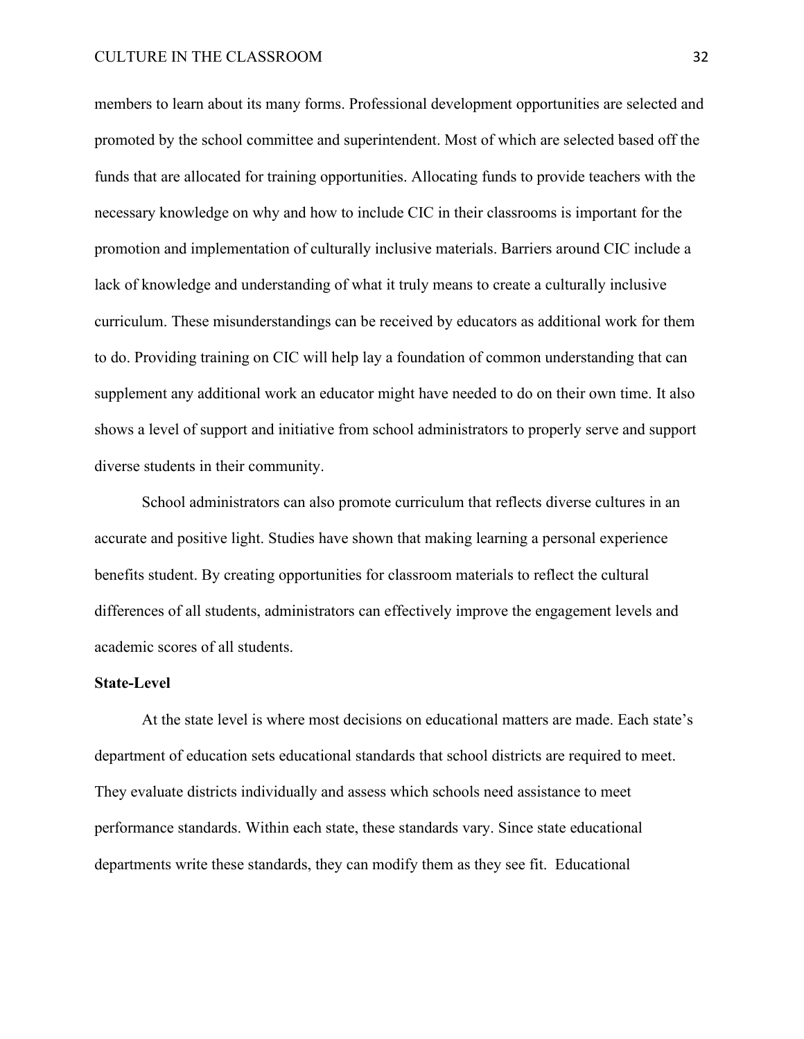members to learn about its many forms. Professional development opportunities are selected and promoted by the school committee and superintendent. Most of which are selected based off the funds that are allocated for training opportunities. Allocating funds to provide teachers with the necessary knowledge on why and how to include CIC in their classrooms is important for the promotion and implementation of culturally inclusive materials. Barriers around CIC include a lack of knowledge and understanding of what it truly means to create a culturally inclusive curriculum. These misunderstandings can be received by educators as additional work for them to do. Providing training on CIC will help lay a foundation of common understanding that can supplement any additional work an educator might have needed to do on their own time. It also shows a level of support and initiative from school administrators to properly serve and support diverse students in their community.

School administrators can also promote curriculum that reflects diverse cultures in an accurate and positive light. Studies have shown that making learning a personal experience benefits student. By creating opportunities for classroom materials to reflect the cultural differences of all students, administrators can effectively improve the engagement levels and academic scores of all students.

**State-Level**

At the state level is where most decisions on educational matters are made. Each state's department of education sets educational standards that school districts are required to meet. They evaluate districts individually and assess which schools need assistance to meet performance standards. Within each state, these standards vary. Since state educational departments write these standards, they can modify them as they see fit. Educational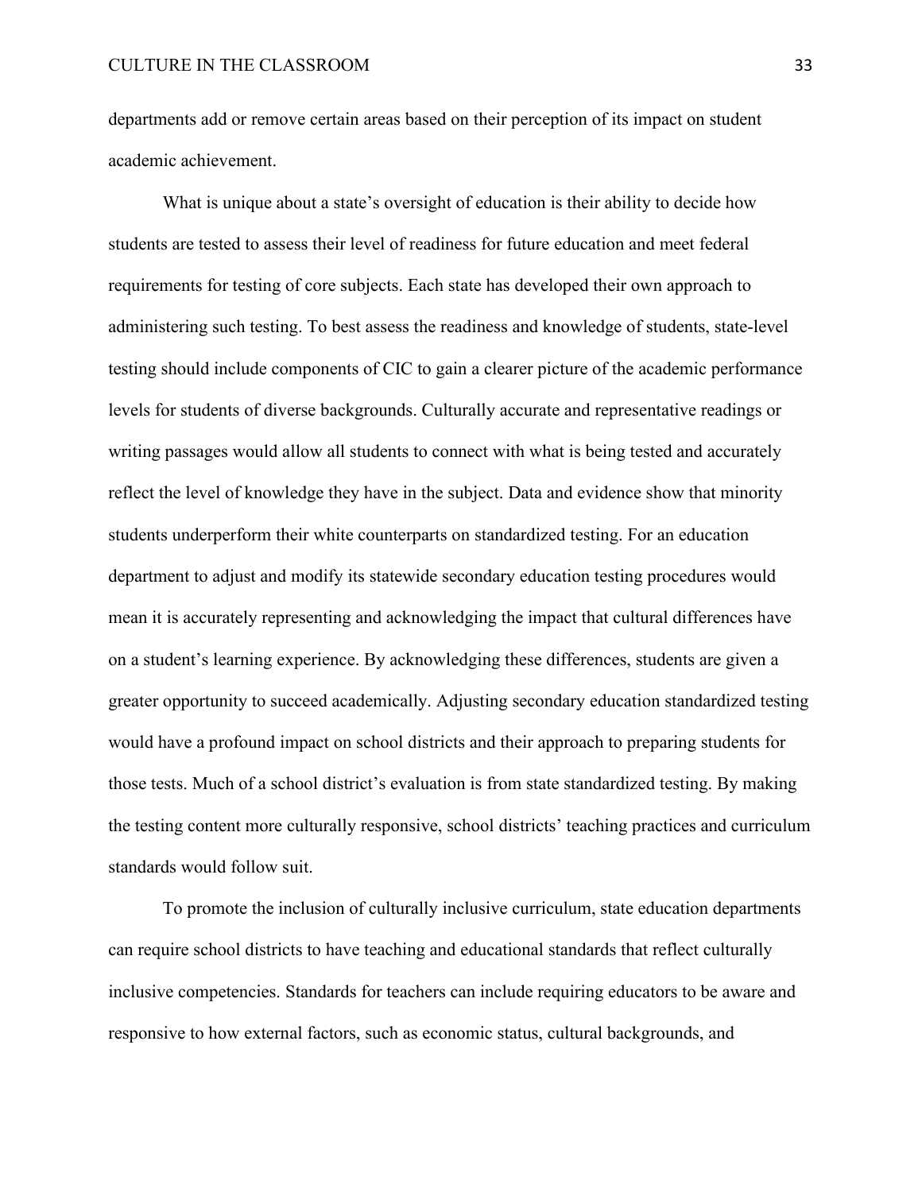departments add or remove certain areas based on their perception of its impact on student academic achievement.

What is unique about a state's oversight of education is their ability to decide how students are tested to assess their level of readiness for future education and meet federal requirements for testing of core subjects. Each state has developed their own approach to administering such testing. To best assess the readiness and knowledge of students, state-level testing should include components of CIC to gain a clearer picture of the academic performance levels for students of diverse backgrounds. Culturally accurate and representative readings or writing passages would allow all students to connect with what is being tested and accurately reflect the level of knowledge they have in the subject. Data and evidence show that minority students underperform their white counterparts on standardized testing. For an education department to adjust and modify its statewide secondary education testing procedures would mean it is accurately representing and acknowledging the impact that cultural differences have on a student's learning experience. By acknowledging these differences, students are given a greater opportunity to succeed academically. Adjusting secondary education standardized testing would have a profound impact on school districts and their approach to preparing students for those tests. Much of a school district's evaluation is from state standardized testing. By making the testing content more culturally responsive, school districts' teaching practices and curriculum standards would follow suit.

To promote the inclusion of culturally inclusive curriculum, state education departments can require school districts to have teaching and educational standards that reflect culturally inclusive competencies. Standards for teachers can include requiring educators to be aware and responsive to how external factors, such as economic status, cultural backgrounds, and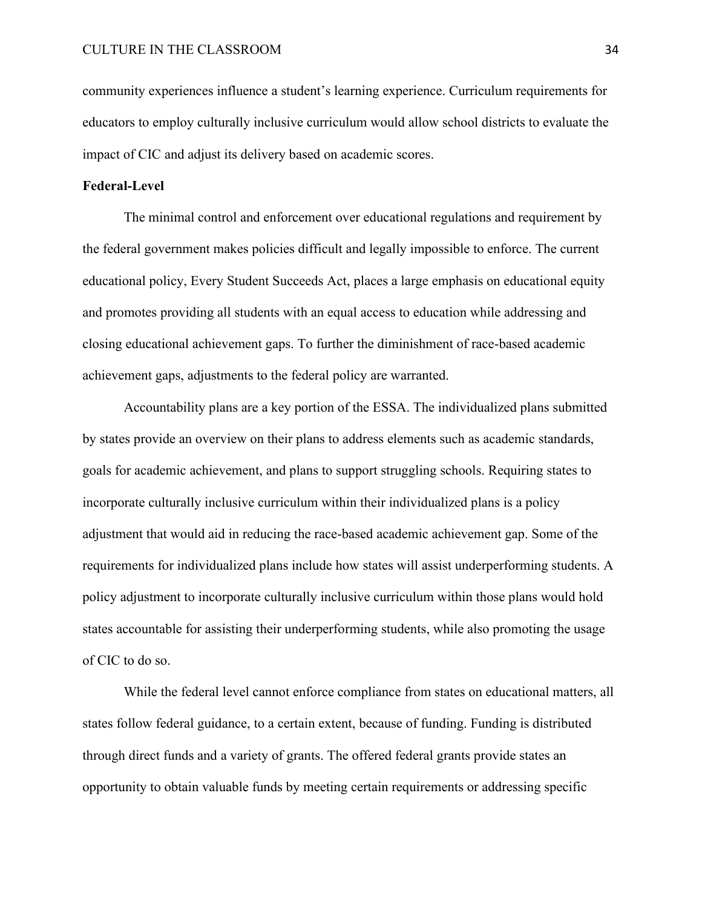community experiences influence a student's learning experience. Curriculum requirements for educators to employ culturally inclusive curriculum would allow school districts to evaluate the impact of CIC and adjust its delivery based on academic scores.

**Federal-Level**

The minimal control and enforcement over educational regulations and requirement by the federal government makes policies difficult and legally impossible to enforce. The current educational policy, Every Student Succeeds Act, places a large emphasis on educational equity and promotes providing all students with an equal access to education while addressing and closing educational achievement gaps. To further the diminishment of race-based academic achievement gaps, adjustments to the federal policy are warranted.

Accountability plans are a key portion of the ESSA. The individualized plans submitted by states provide an overview on their plans to address elements such as academic standards, goals for academic achievement, and plans to support struggling schools. Requiring states to incorporate culturally inclusive curriculum within their individualized plans is a policy adjustment that would aid in reducing the race-based academic achievement gap. Some of the requirements for individualized plans include how states will assist underperforming students. A policy adjustment to incorporate culturally inclusive curriculum within those plans would hold states accountable for assisting their underperforming students, while also promoting the usage of CIC to do so.

While the federal level cannot enforce compliance from states on educational matters, all states follow federal guidance, to a certain extent, because of funding. Funding is distributed through direct funds and a variety of grants. The offered federal grants provide states an opportunity to obtain valuable funds by meeting certain requirements or addressing specific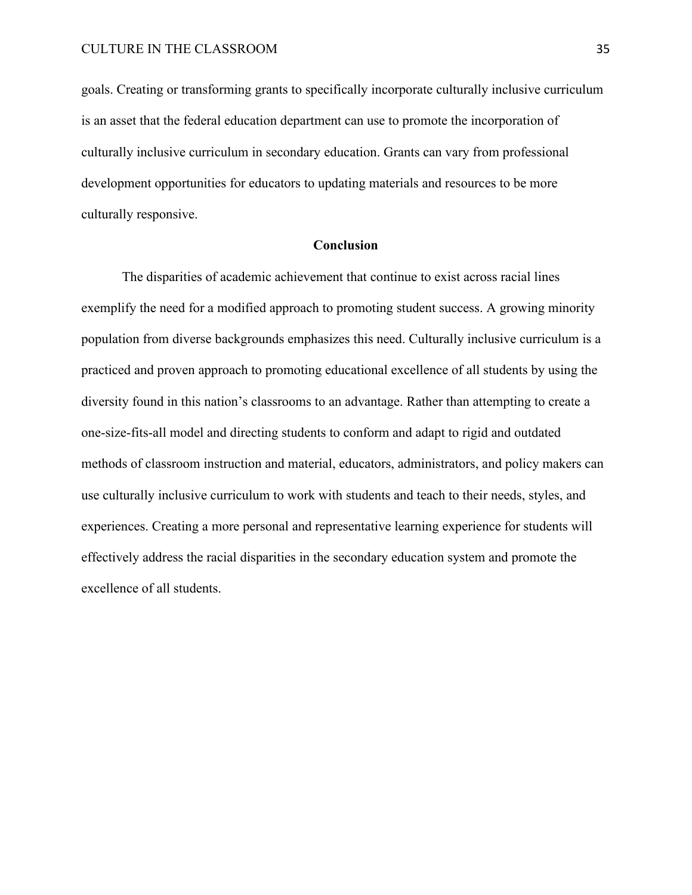goals. Creating or transforming grants to specifically incorporate culturally inclusive curriculum is an asset that the federal education department can use to promote the incorporation of culturally inclusive curriculum in secondary education. Grants can vary from professional development opportunities for educators to updating materials and resources to be more culturally responsive.

## Conclusion

The disparities of academic achievement that continue to exist across racial lines exemplify the need for a modified approach to promoting student success. A growing minority population from diverse backgrounds emphasizes this need. Culturally inclusive curriculum is a practiced and proven approach to promoting educational excellence of all students by using the diversity found in this nation's classrooms to an advantage. Rather than attempting to create a one-size-fits-all model and directing students to conform and adapt to rigid and outdated methods of classroom instruction and material, educators, administrators, and policy makers can use culturally inclusive curriculum to work with students and teach to their needs, styles, and experiences. Creating a more personal and representative learning experience for students will effectively address the racial disparities in the secondary education system and promote the excellence of all students.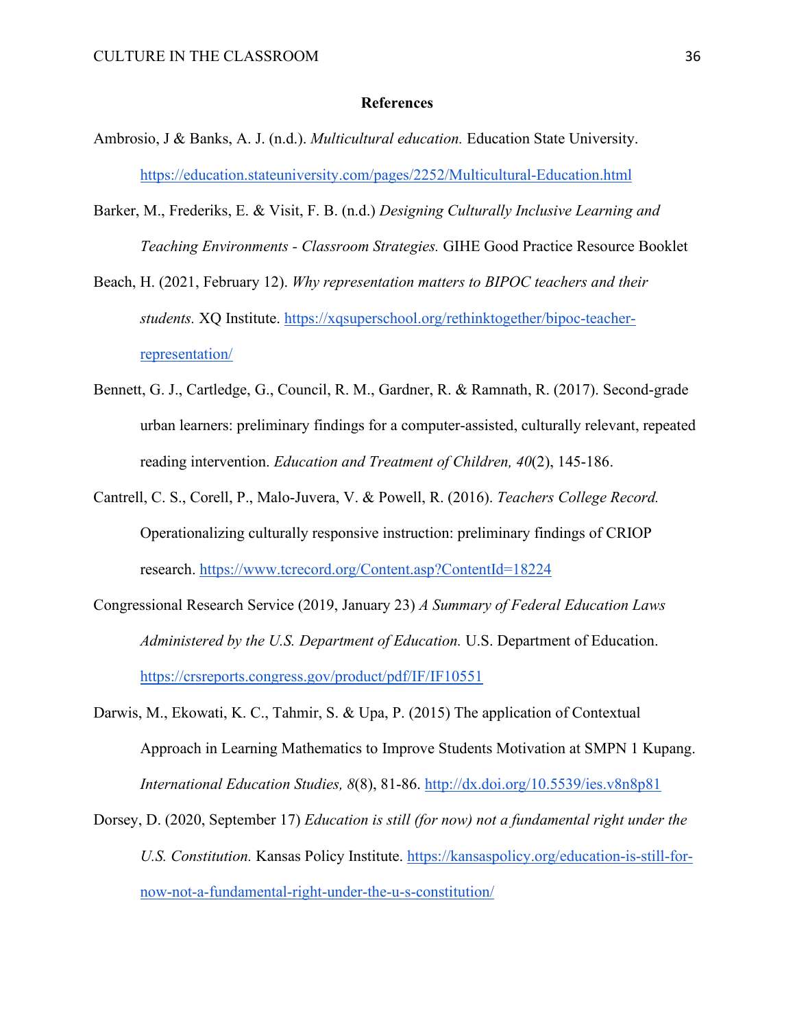## References

Ambrosio, J & Banks, A. J. (n.d.). *Multicultural education.* Education State University. https://education.stateuniversity.com/pages/2252/Multicultural-Education.html

Barker, M., Frederiks, E. & Visit, F. B. (n.d.) *Designing Culturally Inclusive Learning and Teaching Environments - Classroom Strategies.* GIHE Good Practice Resource Booklet

Beach, H. (2021, February 12). *Why representation matters to BIPOC teachers and their students.* XQ Institute. https://xqsuperschool.org/rethinktogether/bipoc-teacher-representation/

Bennett, G. J., Cartledge, G., Council, R. M., Gardner, R. & Ramnath, R. (2017). Second-grade urban learners: preliminary findings for a computer-assisted, culturally relevant, repeated reading intervention. *Education and Treatment of Children, 40*(2), 145-186.

Cantrell, C. S., Corell, P., Malo-Juvera, V. & Powell, R. (2016). *Teachers College Record.* Operationalizing culturally responsive instruction: preliminary findings of CRIOP research. https://www.tcrecord.org/Content.asp?ContentId=18224

Congressional Research Service (2019, January 23) *A Summary of Federal Education Laws Administered by the U.S. Department of Education.* U.S. Department of Education. https://crsreports.congress.gov/product/pdf/IF/IF10551

Darwis, M., Ekowati, K. C., Tahmir, S. & Upa, P. (2015) The application of Contextual Approach in Learning Mathematics to Improve Students Motivation at SMPN 1 Kupang. *International Education Studies, 8*(8), 81-86. http://dx.doi.org/10.5539/ies.v8n8p81

Dorsey, D. (2020, September 17) *Education is still (for now) not a fundamental right under the U.S. Constitution.* Kansas Policy Institute. https://kansaspolicy.org/education-is-still-for-now-not-a-fundamental-right-under-the-u-s-constitution/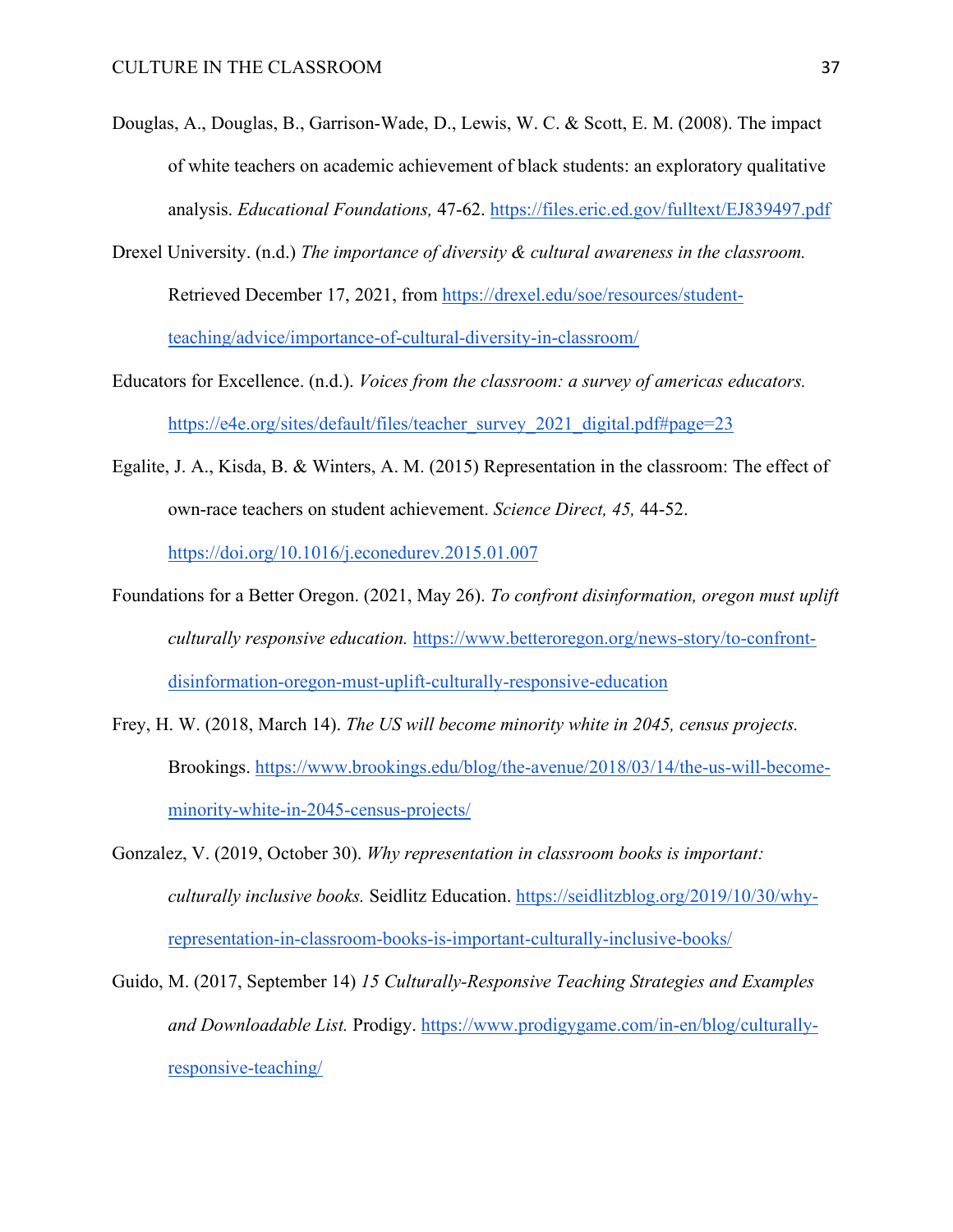Douglas, A., Douglas, B., Garrison-Wade, D., Lewis, W. C. & Scott, E. M. (2008). The impact of white teachers on academic achievement of black students: an exploratory qualitative analysis. *Educational Foundations,* 47-62. https://files.eric.ed.gov/fulltext/EJ839497.pdf

Drexel University. (n.d.) *The importance of diversity & cultural awareness in the classroom.* Retrieved December 17, 2021, from https://drexel.edu/soe/resources/student-teaching/advice/importance-of-cultural-diversity-in-classroom/

Educators for Excellence. (n.d.). *Voices from the classroom: a survey of americas educators.* https://e4e.org/sites/default/files/teacher_survey_2021_digital.pdf#page=23

Egalite, J. A., Kisda, B. & Winters, A. M. (2015) Representation in the classroom: The effect of own-race teachers on student achievement. *Science Direct, 45,* 44-52. https://doi.org/10.1016/j.econedurev.2015.01.007

Foundations for a Better Oregon. (2021, May 26). *To confront disinformation, oregon must uplift culturally responsive education.* https://www.betteroregon.org/news-story/to-confront-disinformation-oregon-must-uplift-culturally-responsive-education

Frey, H. W. (2018, March 14). *The US will become minority white in 2045, census projects.* Brookings. https://www.brookings.edu/blog/the-avenue/2018/03/14/the-us-will-become-minority-white-in-2045-census-projects/

Gonzalez, V. (2019, October 30). *Why representation in classroom books is important: culturally inclusive books.* Seidlitz Education. https://seidlitzblog.org/2019/10/30/why-representation-in-classroom-books-is-important-culturally-inclusive-books/

Guido, M. (2017, September 14) *15 Culturally-Responsive Teaching Strategies and Examples and Downloadable List.* Prodigy. https://www.prodigygame.com/in-en/blog/culturally-responsive-teaching/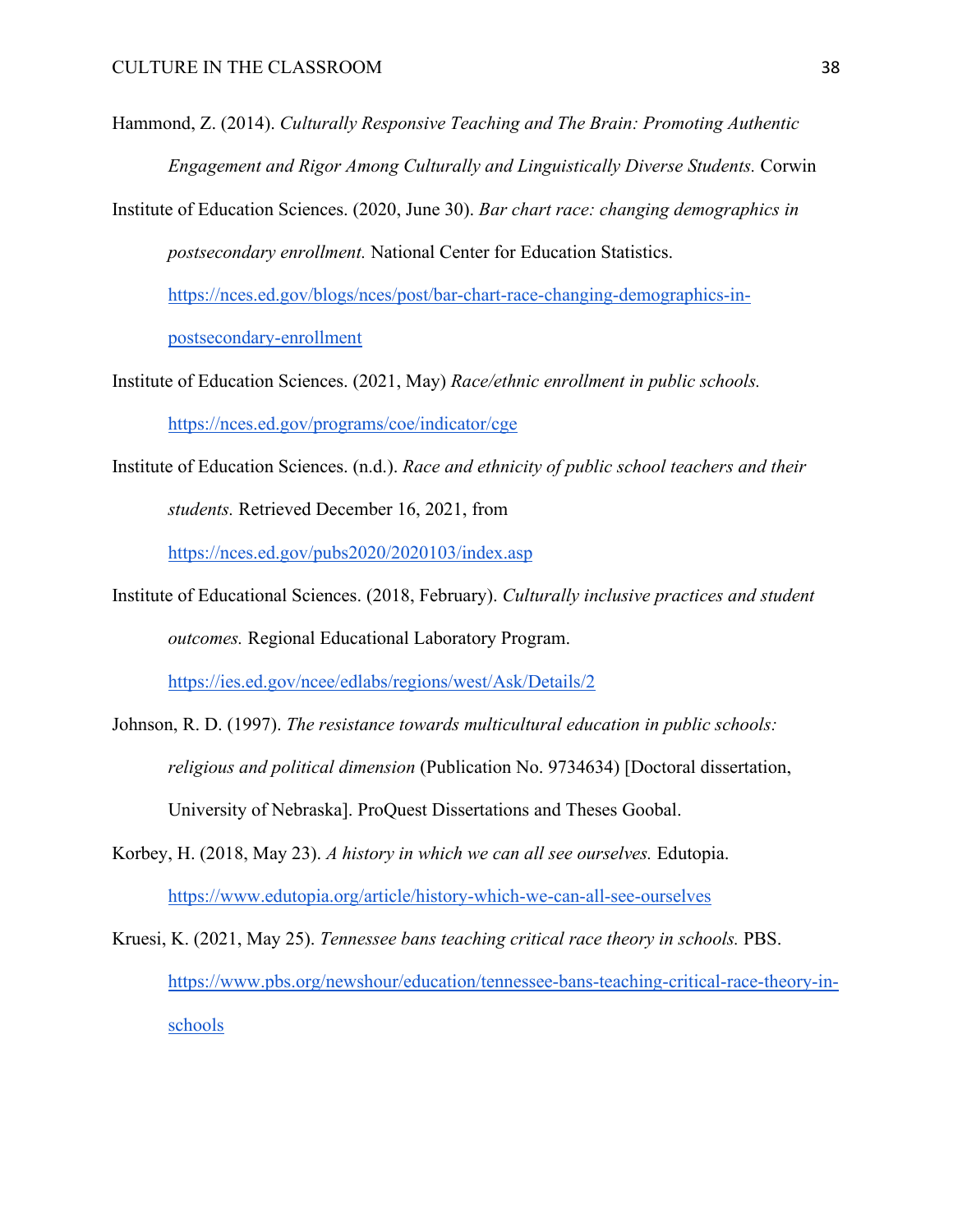Hammond, Z. (2014). *Culturally Responsive Teaching and The Brain: Promoting Authentic Engagement and Rigor Among Culturally and Linguistically Diverse Students.* Corwin

Institute of Education Sciences. (2020, June 30). *Bar chart race: changing demographics in postsecondary enrollment.* National Center for Education Statistics. https://nces.ed.gov/blogs/nces/post/bar-chart-race-changing-demographics-in-postsecondary-enrollment

Institute of Education Sciences. (2021, May) *Race/ethnic enrollment in public schools.* https://nces.ed.gov/programs/coe/indicator/cge

Institute of Education Sciences. (n.d.). *Race and ethnicity of public school teachers and their students.* Retrieved December 16, 2021, from https://nces.ed.gov/pubs2020/2020103/index.asp

Institute of Educational Sciences. (2018, February). *Culturally inclusive practices and student outcomes.* Regional Educational Laboratory Program. https://ies.ed.gov/ncee/edlabs/regions/west/Ask/Details/2

Johnson, R. D. (1997). *The resistance towards multicultural education in public schools: religious and political dimension* (Publication No. 9734634) [Doctoral dissertation, University of Nebraska]. ProQuest Dissertations and Theses Goobal.

Korbey, H. (2018, May 23). *A history in which we can all see ourselves.* Edutopia. https://www.edutopia.org/article/history-which-we-can-all-see-ourselves

Kruesi, K. (2021, May 25). *Tennessee bans teaching critical race theory in schools.* PBS. https://www.pbs.org/newshour/education/tennessee-bans-teaching-critical-race-theory-in-schools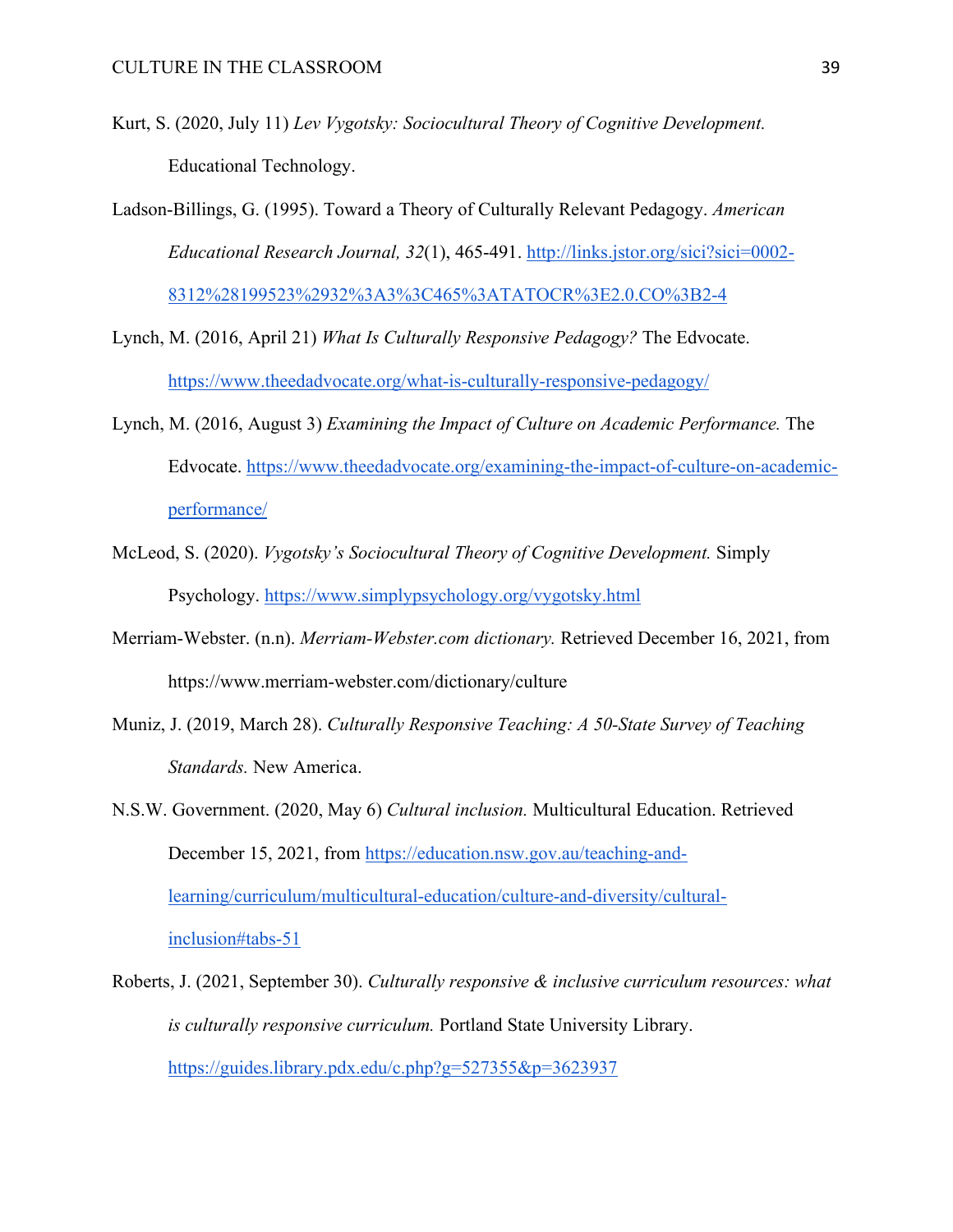Kurt, S. (2020, July 11) *Lev Vygotsky: Sociocultural Theory of Cognitive Development.* Educational Technology.

Ladson-Billings, G. (1995). Toward a Theory of Culturally Relevant Pedagogy. *American Educational Research Journal, 32*(1), 465-491. http://links.jstor.org/sici?sici=0002-8312%28199523%2932%3A3%3C465%3ATATOCR%3E2.0.CO%3B2-4

Lynch, M. (2016, April 21) *What Is Culturally Responsive Pedagogy?* The Edvocate. https://www.theedadvocate.org/what-is-culturally-responsive-pedagogy/

Lynch, M. (2016, August 3) *Examining the Impact of Culture on Academic Performance.* The Edvocate. https://www.theedadvocate.org/examining-the-impact-of-culture-on-academic-performance/

McLeod, S. (2020). *Vygotsky's Sociocultural Theory of Cognitive Development.* Simply Psychology. https://www.simplypsychology.org/vygotsky.html

Merriam-Webster. (n.n). *Merriam-Webster.com dictionary.* Retrieved December 16, 2021, from https://www.merriam-webster.com/dictionary/culture

Muniz, J. (2019, March 28). *Culturally Responsive Teaching: A 50-State Survey of Teaching Standards.* New America.

N.S.W. Government. (2020, May 6) *Cultural inclusion.* Multicultural Education. Retrieved December 15, 2021, from https://education.nsw.gov.au/teaching-and-learning/curriculum/multicultural-education/culture-and-diversity/cultural-inclusion#tabs-51

Roberts, J. (2021, September 30). *Culturally responsive & inclusive curriculum resources: what is culturally responsive curriculum.* Portland State University Library. https://guides.library.pdx.edu/c.php?g=527355&p=3623937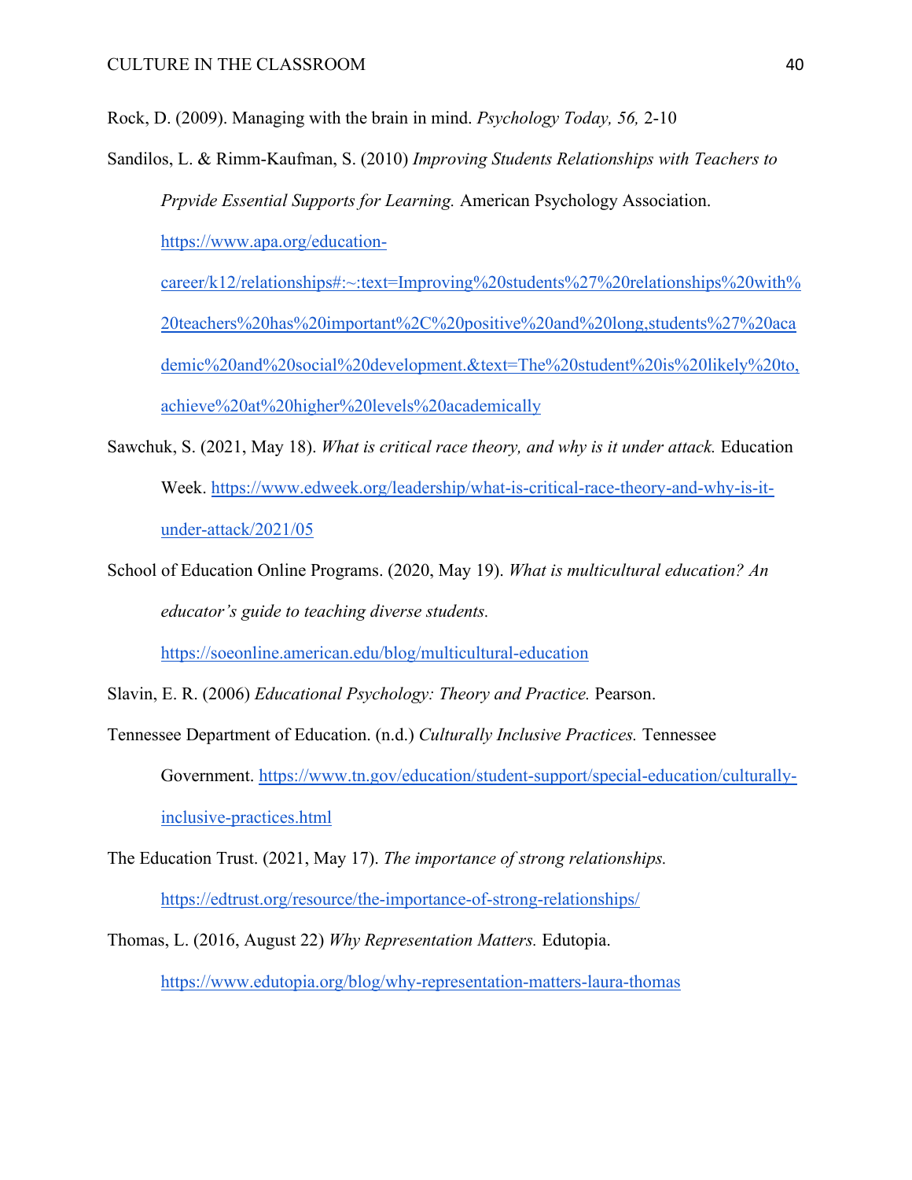Rock, D. (2009). Managing with the brain in mind. *Psychology Today, 56,* 2-10

Sandilos, L. & Rimm-Kaufman, S. (2010) *Improving Students Relationships with Teachers to Prpvide Essential Supports for Learning.* American Psychology Association. https://www.apa.org/education-career/k12/relationships#:~:text=Improving%20students%27%20relationships%20with%20teachers%20has%20important%2C%20positive%20and%20long,students%27%20academic%20and%20social%20development.&text=The%20student%20is%20likely%20to,achieve%20at%20higher%20levels%20academically

Sawchuk, S. (2021, May 18). *What is critical race theory, and why is it under attack.* Education Week. https://www.edweek.org/leadership/what-is-critical-race-theory-and-why-is-it-under-attack/2021/05

School of Education Online Programs. (2020, May 19). *What is multicultural education? An educator's guide to teaching diverse students.* https://soeonline.american.edu/blog/multicultural-education

Slavin, E. R. (2006) *Educational Psychology: Theory and Practice.* Pearson.

Tennessee Department of Education. (n.d.) *Culturally Inclusive Practices.* Tennessee Government. https://www.tn.gov/education/student-support/special-education/culturally-inclusive-practices.html

The Education Trust. (2021, May 17). *The importance of strong relationships.* https://edtrust.org/resource/the-importance-of-strong-relationships/

Thomas, L. (2016, August 22) *Why Representation Matters.* Edutopia. https://www.edutopia.org/blog/why-representation-matters-laura-thomas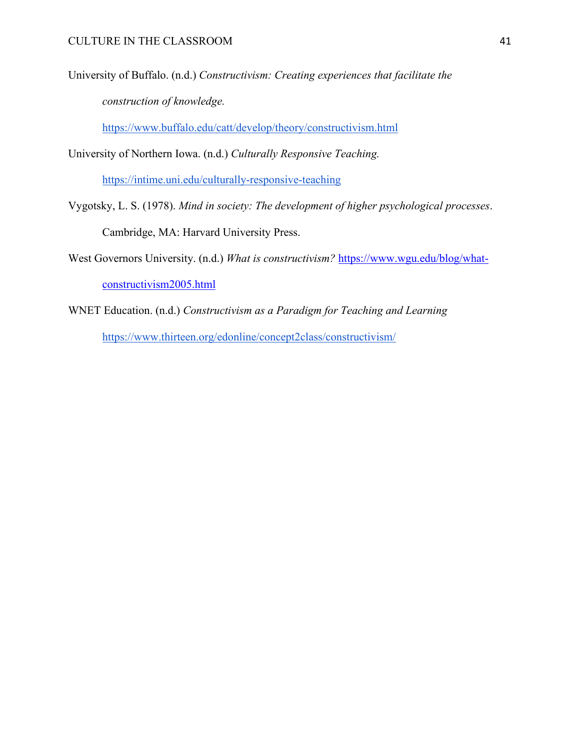University of Buffalo. (n.d.) *Constructivism: Creating experiences that facilitate the construction of knowledge.* https://www.buffalo.edu/catt/develop/theory/constructivism.html

University of Northern Iowa. (n.d.) *Culturally Responsive Teaching.* https://intime.uni.edu/culturally-responsive-teaching

Vygotsky, L. S. (1978). *Mind in society: The development of higher psychological processes*. Cambridge, MA: Harvard University Press.

West Governors University. (n.d.) *What is constructivism?* https://www.wgu.edu/blog/what-constructivism2005.html

WNET Education. (n.d.) *Constructivism as a Paradigm for Teaching and Learning* https://www.thirteen.org/edonline/concept2class/constructivism/